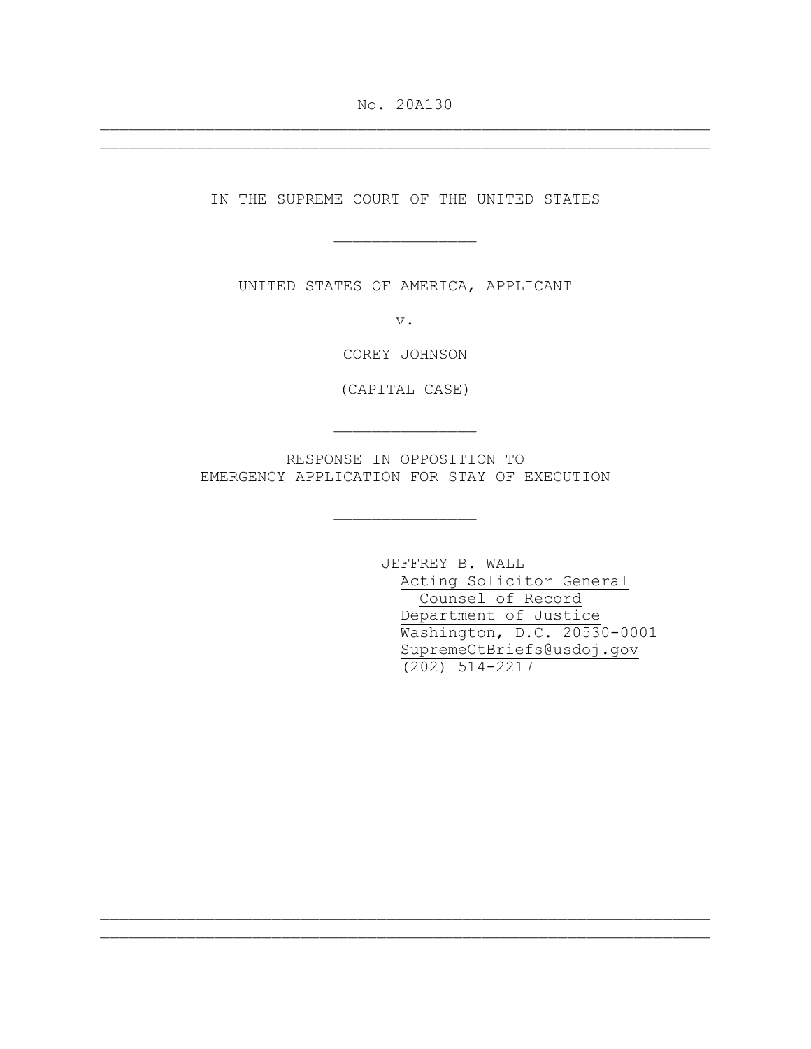No. 20A130

---

IN THE SUPREME COURT OF THE UNITED STATES

---

UNITED STATES OF AMERICA, APPLICANT

v.

COREY JOHNSON

(CAPITAL CASE)

---

RESPONSE IN OPPOSITION TO
EMERGENCY APPLICATION FOR STAY OF EXECUTION

---

JEFFREY B. WALL
Acting Solicitor General
Counsel of Record
Department of Justice
Washington, D.C. 20530-0001
SupremeCtBriefs@usdoj.gov
(202) 514-2217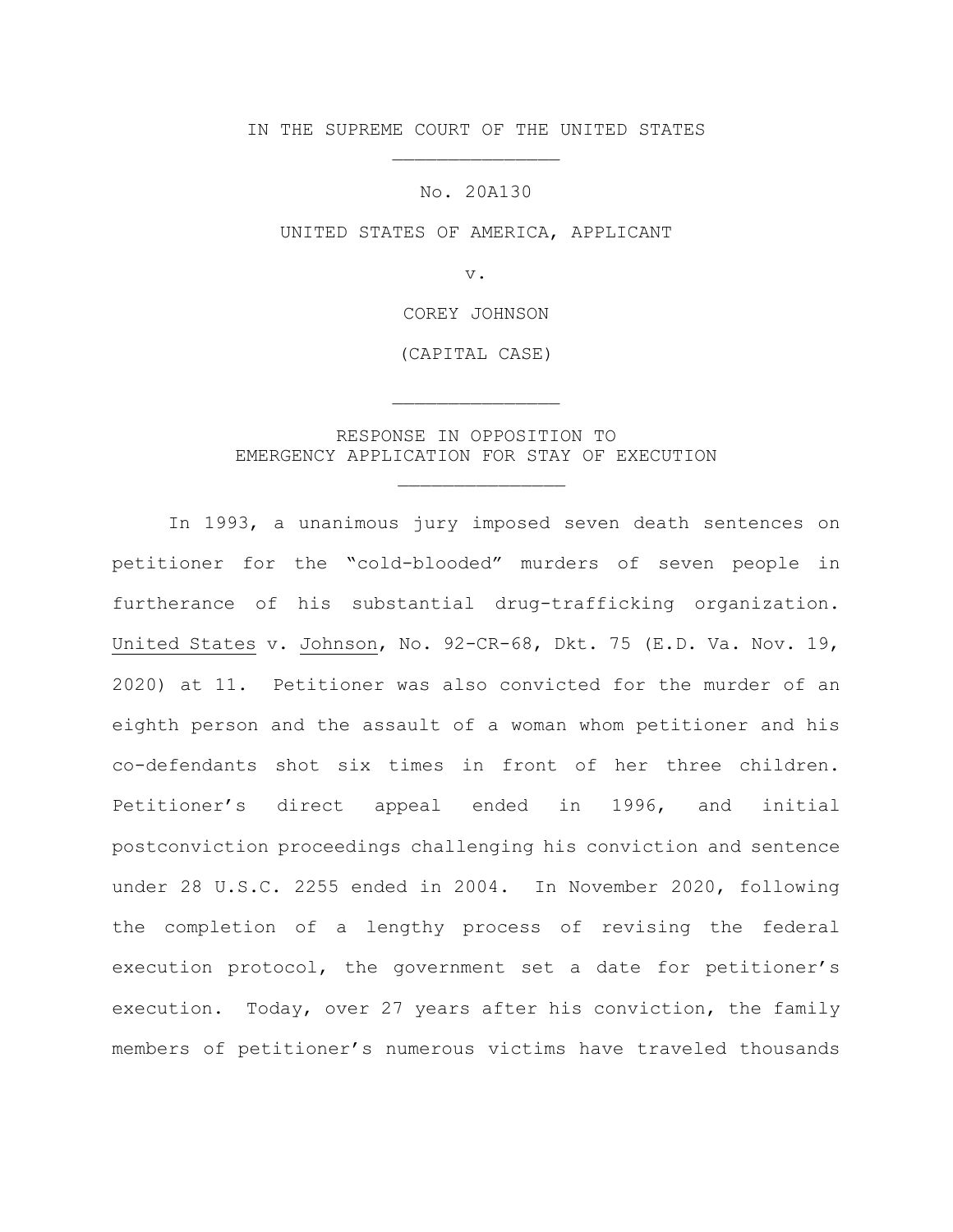IN THE SUPREME COURT OF THE UNITED STATES

No. 20A130

UNITED STATES OF AMERICA, APPLICANT

v.

COREY JOHNSON

(CAPITAL CASE)

RESPONSE IN OPPOSITION TO EMERGENCY APPLICATION FOR STAY OF EXECUTION

In 1993, a unanimous jury imposed seven death sentences on petitioner for the "cold-blooded" murders of seven people in furtherance of his substantial drug-trafficking organization. United States v. Johnson, No. 92-CR-68, Dkt. 75 (E.D. Va. Nov. 19, 2020) at 11. Petitioner was also convicted for the murder of an eighth person and the assault of a woman whom petitioner and his co-defendants shot six times in front of her three children. Petitioner's direct appeal ended in 1996, and initial postconviction proceedings challenging his conviction and sentence under 28 U.S.C. 2255 ended in 2004. In November 2020, following the completion of a lengthy process of revising the federal execution protocol, the government set a date for petitioner's execution. Today, over 27 years after his conviction, the family members of petitioner's numerous victims have traveled thousands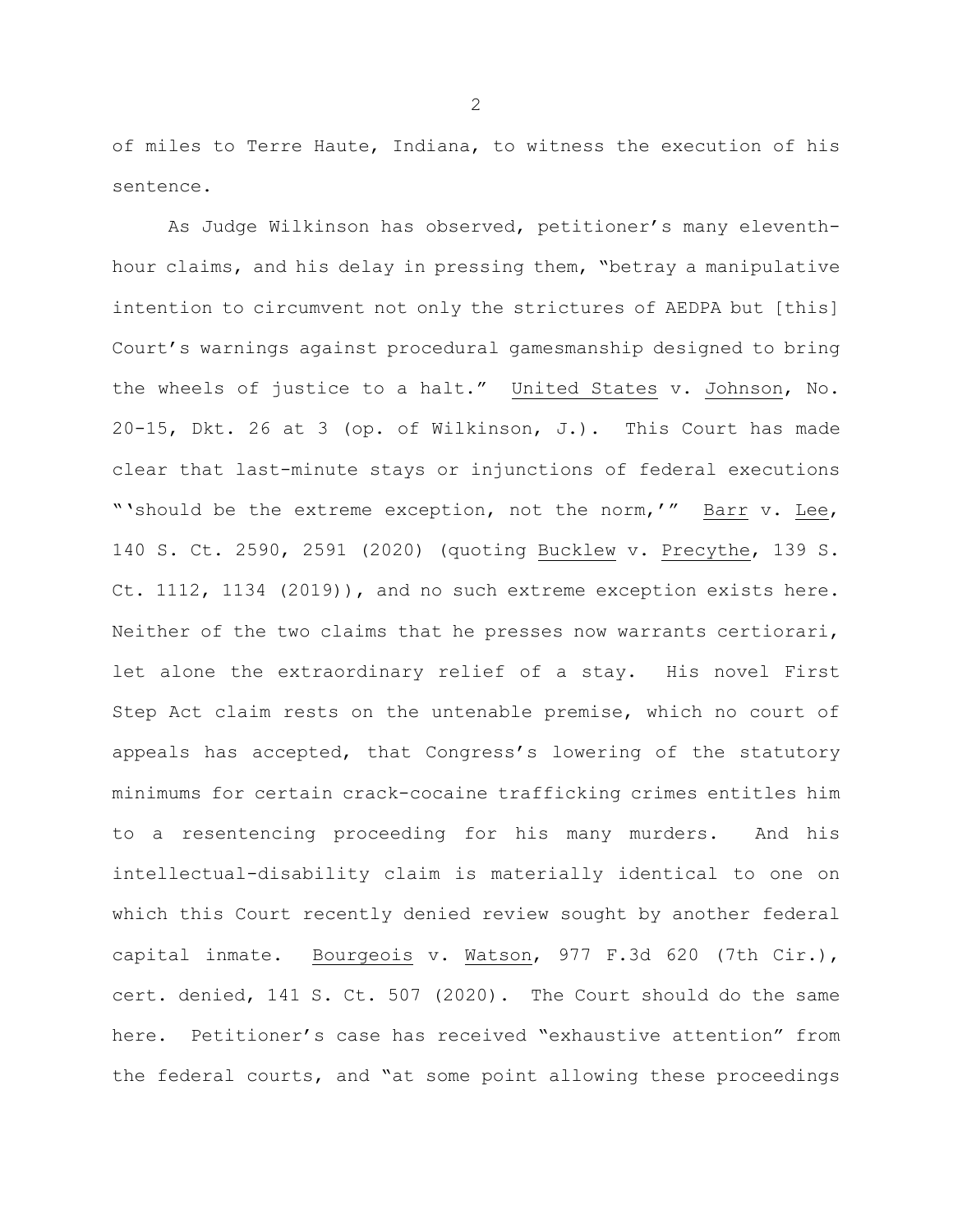of miles to Terre Haute, Indiana, to witness the execution of his sentence.

As Judge Wilkinson has observed, petitioner's many eleventh-hour claims, and his delay in pressing them, "betray a manipulative intention to circumvent not only the strictures of AEDPA but [this] Court's warnings against procedural gamesmanship designed to bring the wheels of justice to a halt." United States v. Johnson, No. 20-15, Dkt. 26 at 3 (op. of Wilkinson, J.). This Court has made clear that last-minute stays or injunctions of federal executions "'should be the extreme exception, not the norm,'" Barr v. Lee, 140 S. Ct. 2590, 2591 (2020) (quoting Bucklew v. Precythe, 139 S. Ct. 1112, 1134 (2019)), and no such extreme exception exists here. Neither of the two claims that he presses now warrants certiorari, let alone the extraordinary relief of a stay. His novel First Step Act claim rests on the untenable premise, which no court of appeals has accepted, that Congress's lowering of the statutory minimums for certain crack-cocaine trafficking crimes entitles him to a resentencing proceeding for his many murders. And his intellectual-disability claim is materially identical to one on which this Court recently denied review sought by another federal capital inmate. Bourgeois v. Watson, 977 F.3d 620 (7th Cir.), cert. denied, 141 S. Ct. 507 (2020). The Court should do the same here. Petitioner's case has received "exhaustive attention" from the federal courts, and "at some point allowing these proceedings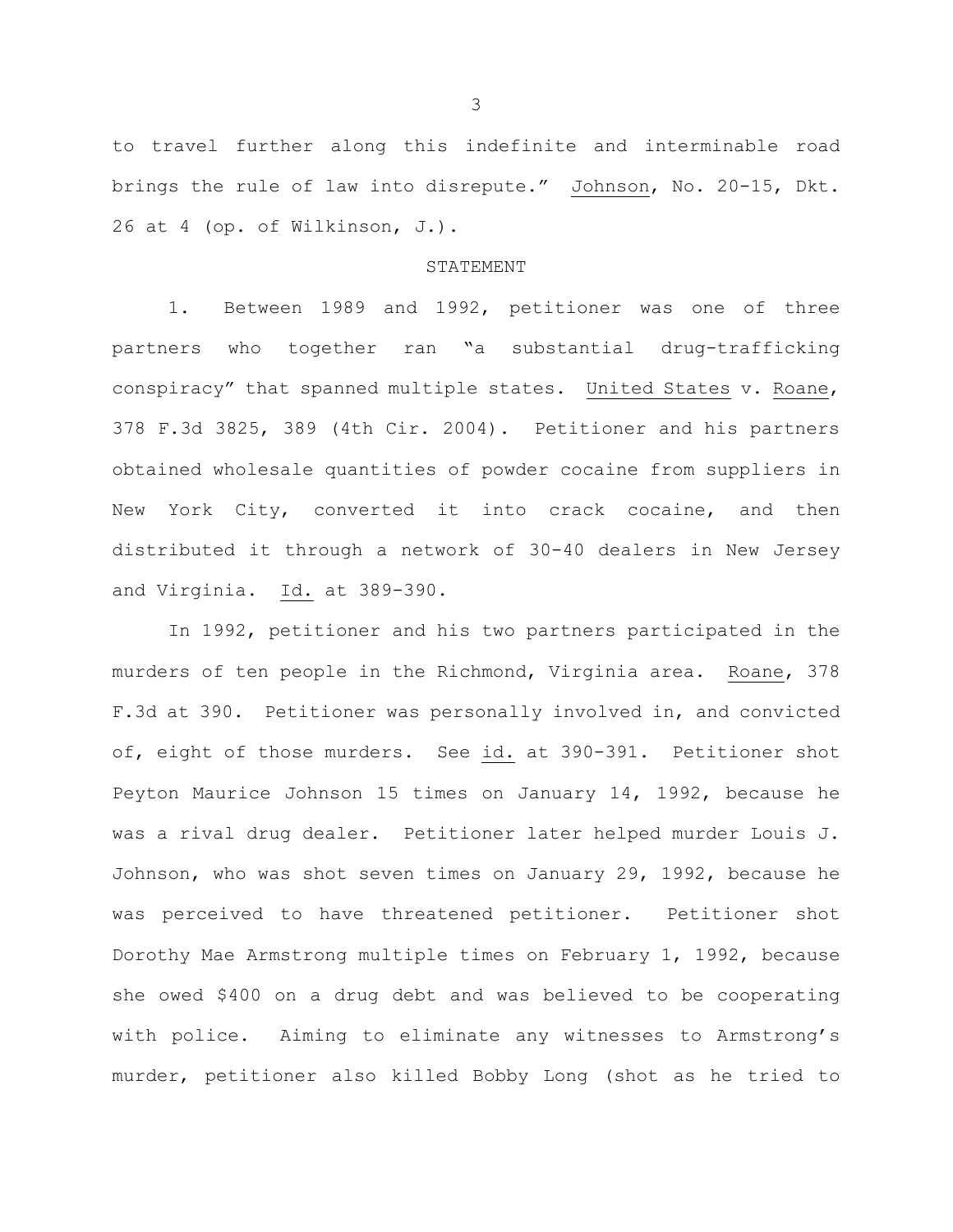to travel further along this indefinite and interminable road brings the rule of law into disrepute." Johnson, No. 20-15, Dkt. 26 at 4 (op. of Wilkinson, J.).

## STATEMENT

1. Between 1989 and 1992, petitioner was one of three partners who together ran "a substantial drug-trafficking conspiracy" that spanned multiple states. United States v. Roane, 378 F.3d 3825, 389 (4th Cir. 2004). Petitioner and his partners obtained wholesale quantities of powder cocaine from suppliers in New York City, converted it into crack cocaine, and then distributed it through a network of 30-40 dealers in New Jersey and Virginia. Id. at 389-390.

In 1992, petitioner and his two partners participated in the murders of ten people in the Richmond, Virginia area. Roane, 378 F.3d at 390. Petitioner was personally involved in, and convicted of, eight of those murders. See id. at 390-391. Petitioner shot Peyton Maurice Johnson 15 times on January 14, 1992, because he was a rival drug dealer. Petitioner later helped murder Louis J. Johnson, who was shot seven times on January 29, 1992, because he was perceived to have threatened petitioner. Petitioner shot Dorothy Mae Armstrong multiple times on February 1, 1992, because she owed $400 on a drug debt and was believed to be cooperating with police. Aiming to eliminate any witnesses to Armstrong's murder, petitioner also killed Bobby Long (shot as he tried to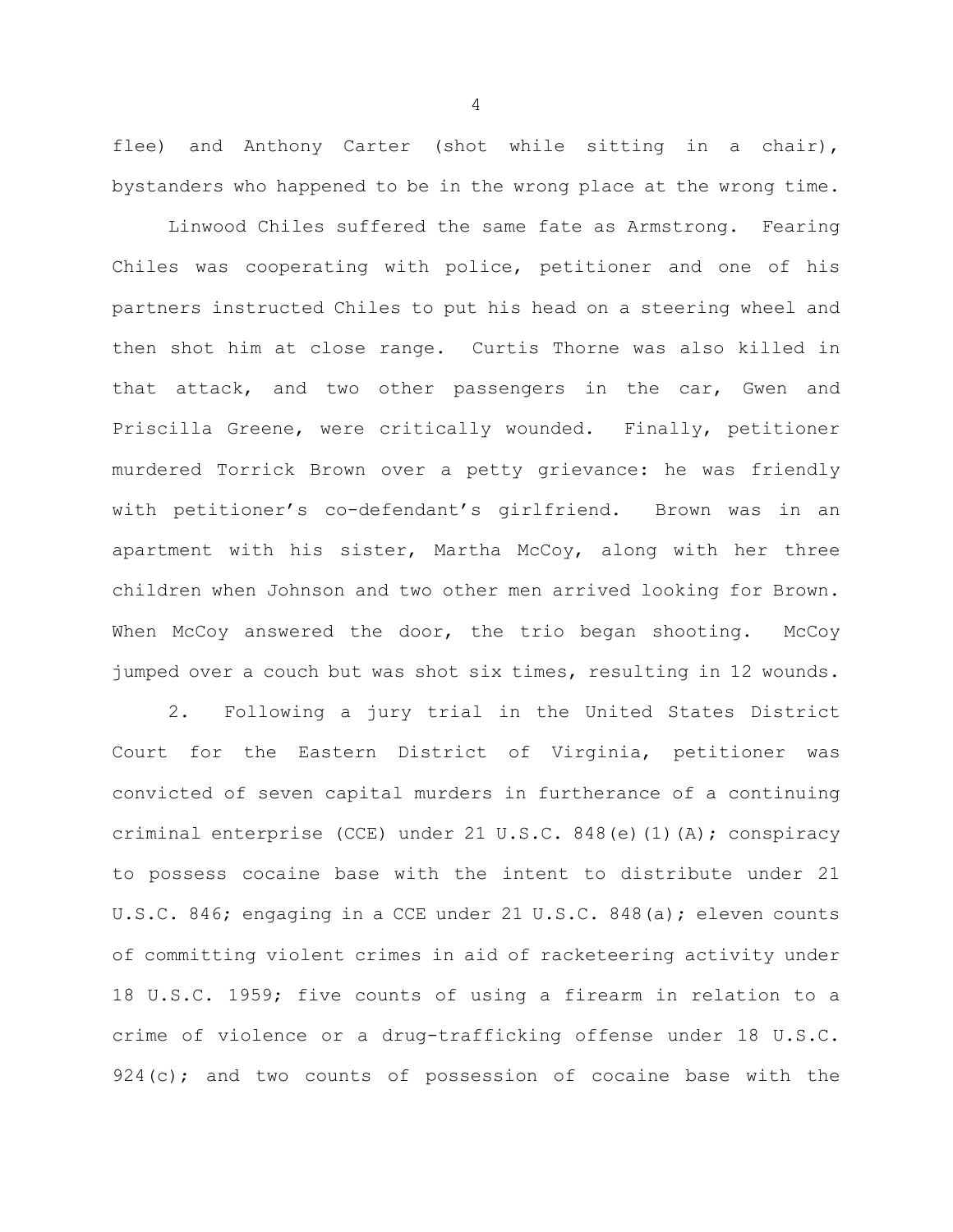flee) and Anthony Carter (shot while sitting in a chair), bystanders who happened to be in the wrong place at the wrong time.

Linwood Chiles suffered the same fate as Armstrong. Fearing Chiles was cooperating with police, petitioner and one of his partners instructed Chiles to put his head on a steering wheel and then shot him at close range. Curtis Thorne was also killed in that attack, and two other passengers in the car, Gwen and Priscilla Greene, were critically wounded. Finally, petitioner murdered Torrick Brown over a petty grievance: he was friendly with petitioner's co-defendant's girlfriend. Brown was in an apartment with his sister, Martha McCoy, along with her three children when Johnson and two other men arrived looking for Brown. When McCoy answered the door, the trio began shooting. McCoy jumped over a couch but was shot six times, resulting in 12 wounds.

2. Following a jury trial in the United States District Court for the Eastern District of Virginia, petitioner was convicted of seven capital murders in furtherance of a continuing criminal enterprise (CCE) under 21 U.S.C. 848(e)(1)(A); conspiracy to possess cocaine base with the intent to distribute under 21 U.S.C. 846; engaging in a CCE under 21 U.S.C. 848(a); eleven counts of committing violent crimes in aid of racketeering activity under 18 U.S.C. 1959; five counts of using a firearm in relation to a crime of violence or a drug-trafficking offense under 18 U.S.C. 924(c); and two counts of possession of cocaine base with the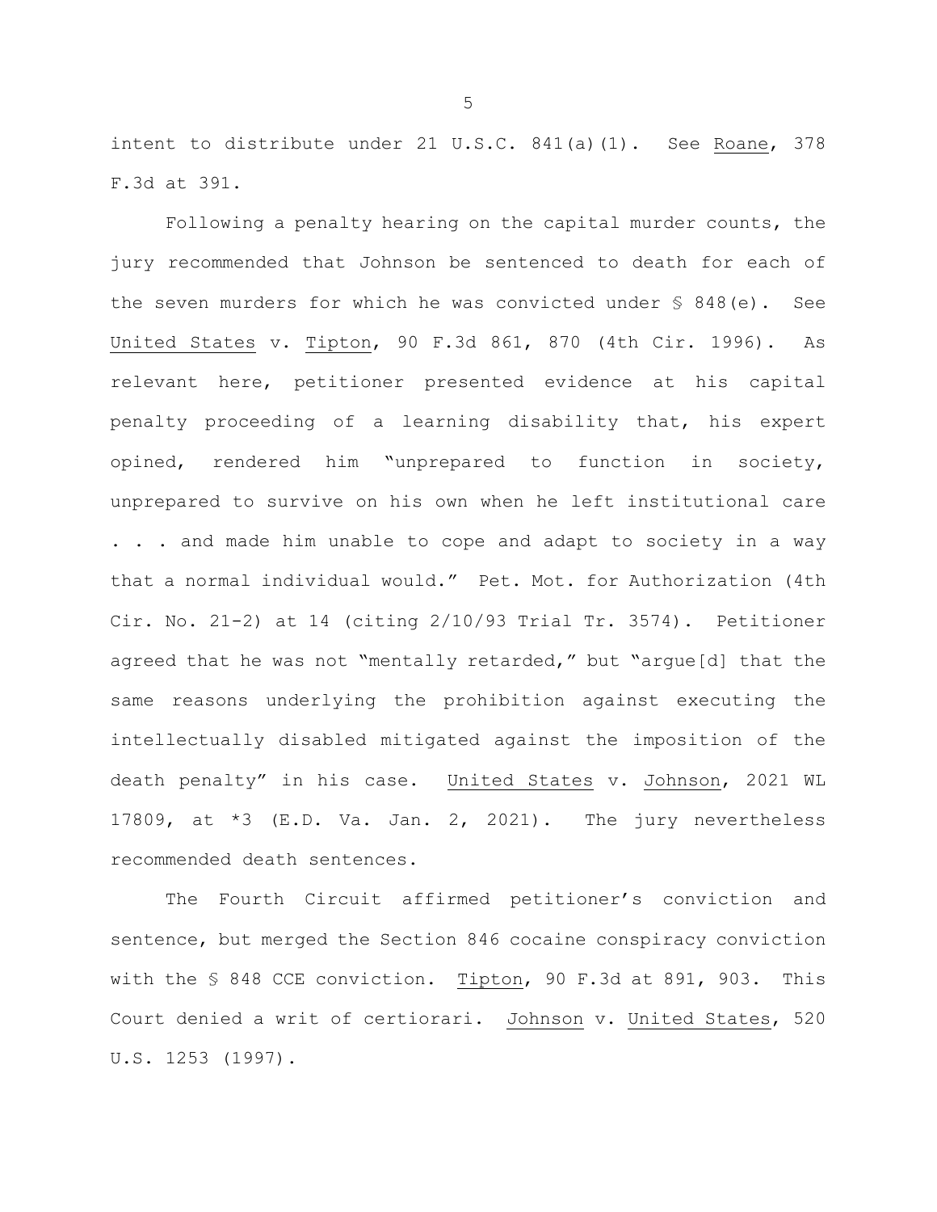intent to distribute under 21 U.S.C. 841(a)(1). See Roane, 378 F.3d at 391.

Following a penalty hearing on the capital murder counts, the jury recommended that Johnson be sentenced to death for each of the seven murders for which he was convicted under § 848(e). See United States v. Tipton, 90 F.3d 861, 870 (4th Cir. 1996). As relevant here, petitioner presented evidence at his capital penalty proceeding of a learning disability that, his expert opined, rendered him "unprepared to function in society, unprepared to survive on his own when he left institutional care . . . and made him unable to cope and adapt to society in a way that a normal individual would." Pet. Mot. for Authorization (4th Cir. No. 21-2) at 14 (citing 2/10/93 Trial Tr. 3574). Petitioner agreed that he was not "mentally retarded," but "argue[d] that the same reasons underlying the prohibition against executing the intellectually disabled mitigated against the imposition of the death penalty" in his case. United States v. Johnson, 2021 WL 17809, at *3 (E.D. Va. Jan. 2, 2021). The jury nevertheless recommended death sentences.

The Fourth Circuit affirmed petitioner's conviction and sentence, but merged the Section 846 cocaine conspiracy conviction with the § 848 CCE conviction. Tipton, 90 F.3d at 891, 903. This Court denied a writ of certiorari. Johnson v. United States, 520 U.S. 1253 (1997).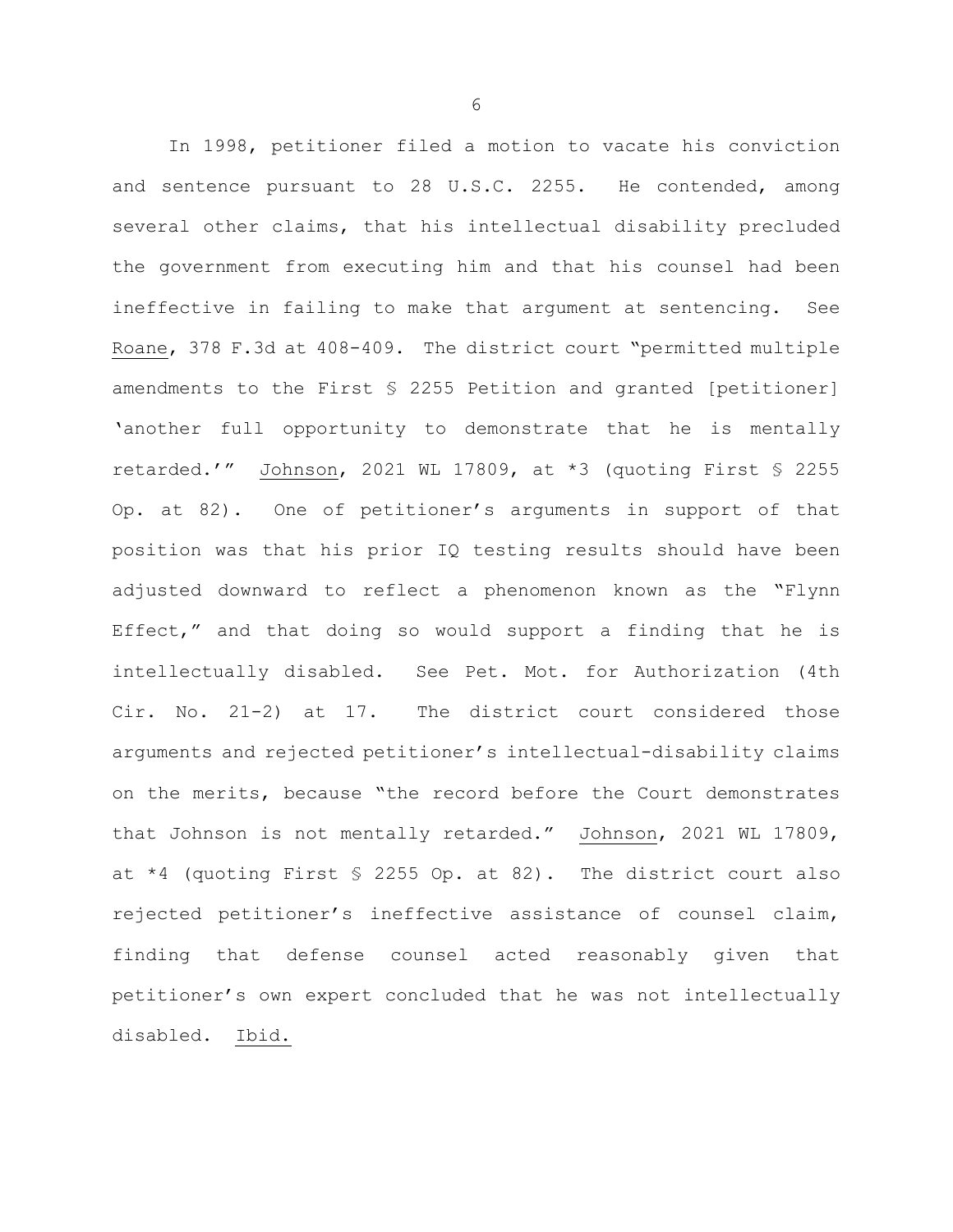In 1998, petitioner filed a motion to vacate his conviction and sentence pursuant to 28 U.S.C. 2255. He contended, among several other claims, that his intellectual disability precluded the government from executing him and that his counsel had been ineffective in failing to make that argument at sentencing. See Roane, 378 F.3d at 408-409. The district court "permitted multiple amendments to the First § 2255 Petition and granted [petitioner] 'another full opportunity to demonstrate that he is mentally retarded.'" Johnson, 2021 WL 17809, at *3 (quoting First § 2255 Op. at 82). One of petitioner's arguments in support of that position was that his prior IQ testing results should have been adjusted downward to reflect a phenomenon known as the "Flynn Effect," and that doing so would support a finding that he is intellectually disabled. See Pet. Mot. for Authorization (4th Cir. No. 21-2) at 17. The district court considered those arguments and rejected petitioner's intellectual-disability claims on the merits, because "the record before the Court demonstrates that Johnson is not mentally retarded." Johnson, 2021 WL 17809, at *4 (quoting First § 2255 Op. at 82). The district court also rejected petitioner's ineffective assistance of counsel claim, finding that defense counsel acted reasonably given that petitioner's own expert concluded that he was not intellectually disabled. Ibid.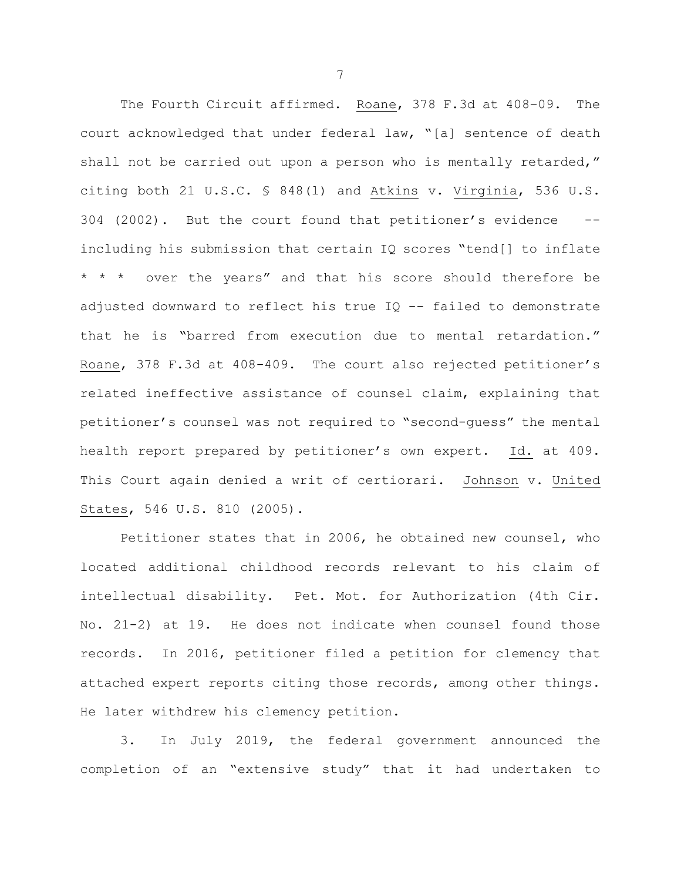The Fourth Circuit affirmed. Roane, 378 F.3d at 408–09. The court acknowledged that under federal law, "[a] sentence of death shall not be carried out upon a person who is mentally retarded," citing both 21 U.S.C. § 848(l) and Atkins v. Virginia, 536 U.S. 304 (2002). But the court found that petitioner's evidence -- including his submission that certain IQ scores "tend[] to inflate * * * over the years" and that his score should therefore be adjusted downward to reflect his true IQ -- failed to demonstrate that he is "barred from execution due to mental retardation." Roane, 378 F.3d at 408-409. The court also rejected petitioner's related ineffective assistance of counsel claim, explaining that petitioner's counsel was not required to "second-guess" the mental health report prepared by petitioner's own expert. Id. at 409. This Court again denied a writ of certiorari. Johnson v. United States, 546 U.S. 810 (2005).

Petitioner states that in 2006, he obtained new counsel, who located additional childhood records relevant to his claim of intellectual disability. Pet. Mot. for Authorization (4th Cir. No. 21-2) at 19. He does not indicate when counsel found those records. In 2016, petitioner filed a petition for clemency that attached expert reports citing those records, among other things. He later withdrew his clemency petition.

3. In July 2019, the federal government announced the completion of an "extensive study" that it had undertaken to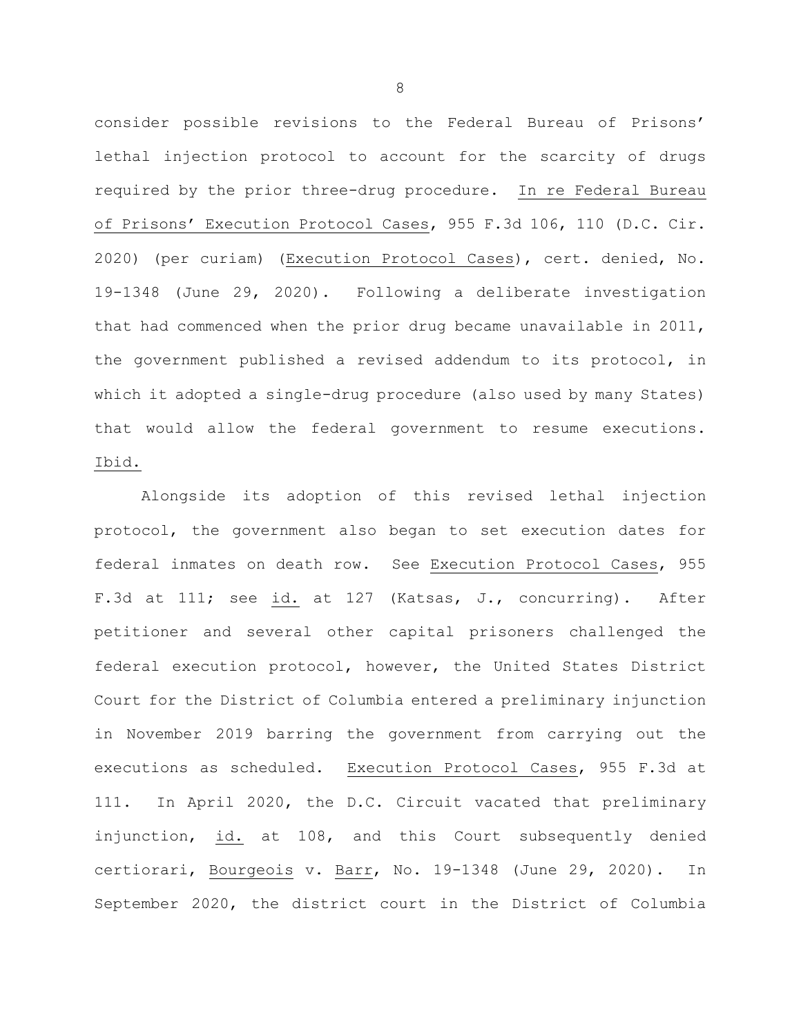consider possible revisions to the Federal Bureau of Prisons' lethal injection protocol to account for the scarcity of drugs required by the prior three-drug procedure. In re Federal Bureau of Prisons' Execution Protocol Cases, 955 F.3d 106, 110 (D.C. Cir. 2020) (per curiam) (Execution Protocol Cases), cert. denied, No. 19-1348 (June 29, 2020). Following a deliberate investigation that had commenced when the prior drug became unavailable in 2011, the government published a revised addendum to its protocol, in which it adopted a single-drug procedure (also used by many States) that would allow the federal government to resume executions. Ibid.

Alongside its adoption of this revised lethal injection protocol, the government also began to set execution dates for federal inmates on death row. See Execution Protocol Cases, 955 F.3d at 111; see id. at 127 (Katsas, J., concurring). After petitioner and several other capital prisoners challenged the federal execution protocol, however, the United States District Court for the District of Columbia entered a preliminary injunction in November 2019 barring the government from carrying out the executions as scheduled. Execution Protocol Cases, 955 F.3d at 111. In April 2020, the D.C. Circuit vacated that preliminary injunction, id. at 108, and this Court subsequently denied certiorari, Bourgeois v. Barr, No. 19-1348 (June 29, 2020). In September 2020, the district court in the District of Columbia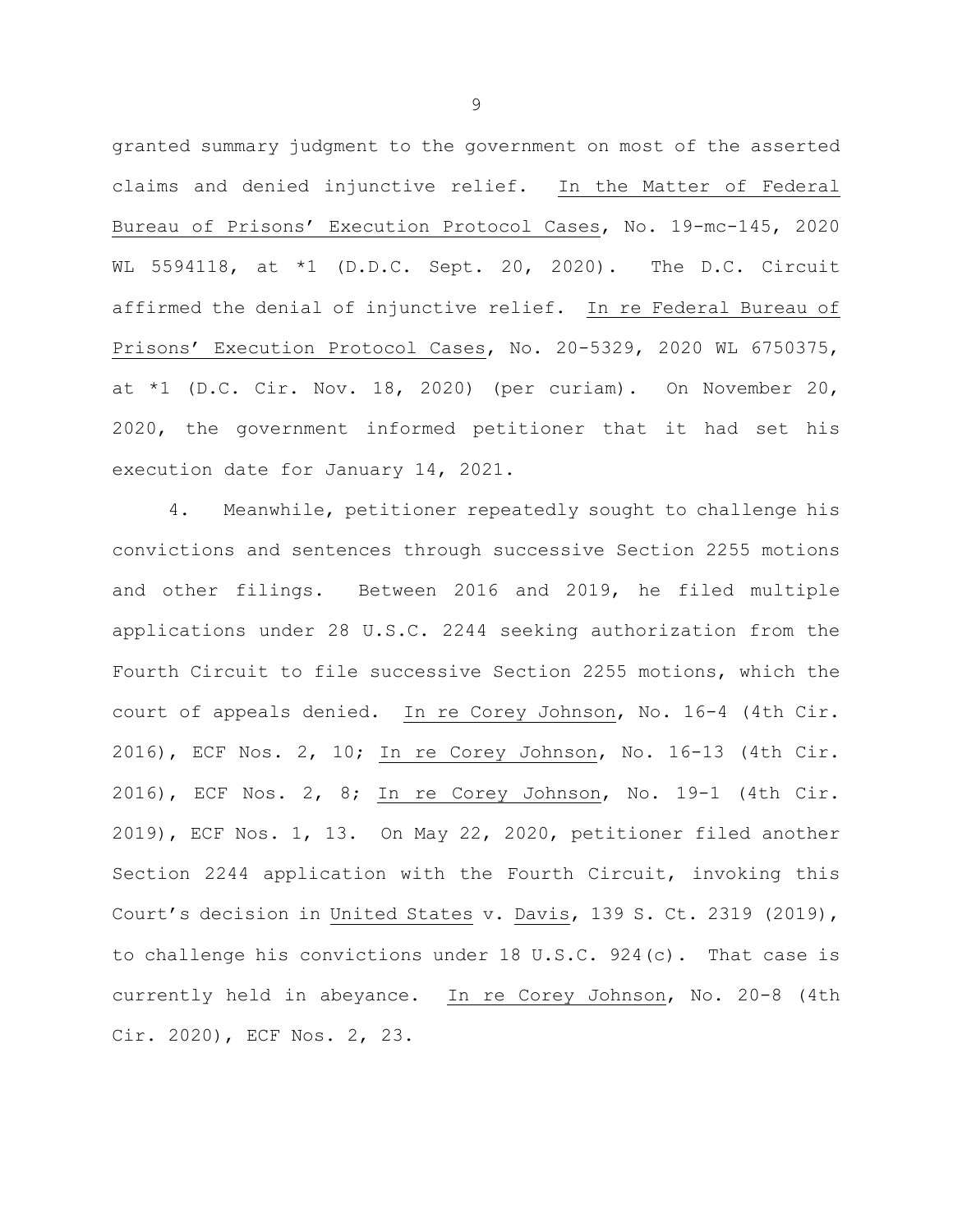granted summary judgment to the government on most of the asserted claims and denied injunctive relief. In the Matter of Federal Bureau of Prisons' Execution Protocol Cases, No. 19-mc-145, 2020 WL 5594118, at *1 (D.D.C. Sept. 20, 2020). The D.C. Circuit affirmed the denial of injunctive relief. In re Federal Bureau of Prisons' Execution Protocol Cases, No. 20-5329, 2020 WL 6750375, at *1 (D.C. Cir. Nov. 18, 2020) (per curiam). On November 20, 2020, the government informed petitioner that it had set his execution date for January 14, 2021.

4. Meanwhile, petitioner repeatedly sought to challenge his convictions and sentences through successive Section 2255 motions and other filings. Between 2016 and 2019, he filed multiple applications under 28 U.S.C. 2244 seeking authorization from the Fourth Circuit to file successive Section 2255 motions, which the court of appeals denied. In re Corey Johnson, No. 16-4 (4th Cir. 2016), ECF Nos. 2, 10; In re Corey Johnson, No. 16-13 (4th Cir. 2016), ECF Nos. 2, 8; In re Corey Johnson, No. 19-1 (4th Cir. 2019), ECF Nos. 1, 13. On May 22, 2020, petitioner filed another Section 2244 application with the Fourth Circuit, invoking this Court's decision in United States v. Davis, 139 S. Ct. 2319 (2019), to challenge his convictions under 18 U.S.C. 924(c). That case is currently held in abeyance. In re Corey Johnson, No. 20-8 (4th Cir. 2020), ECF Nos. 2, 23.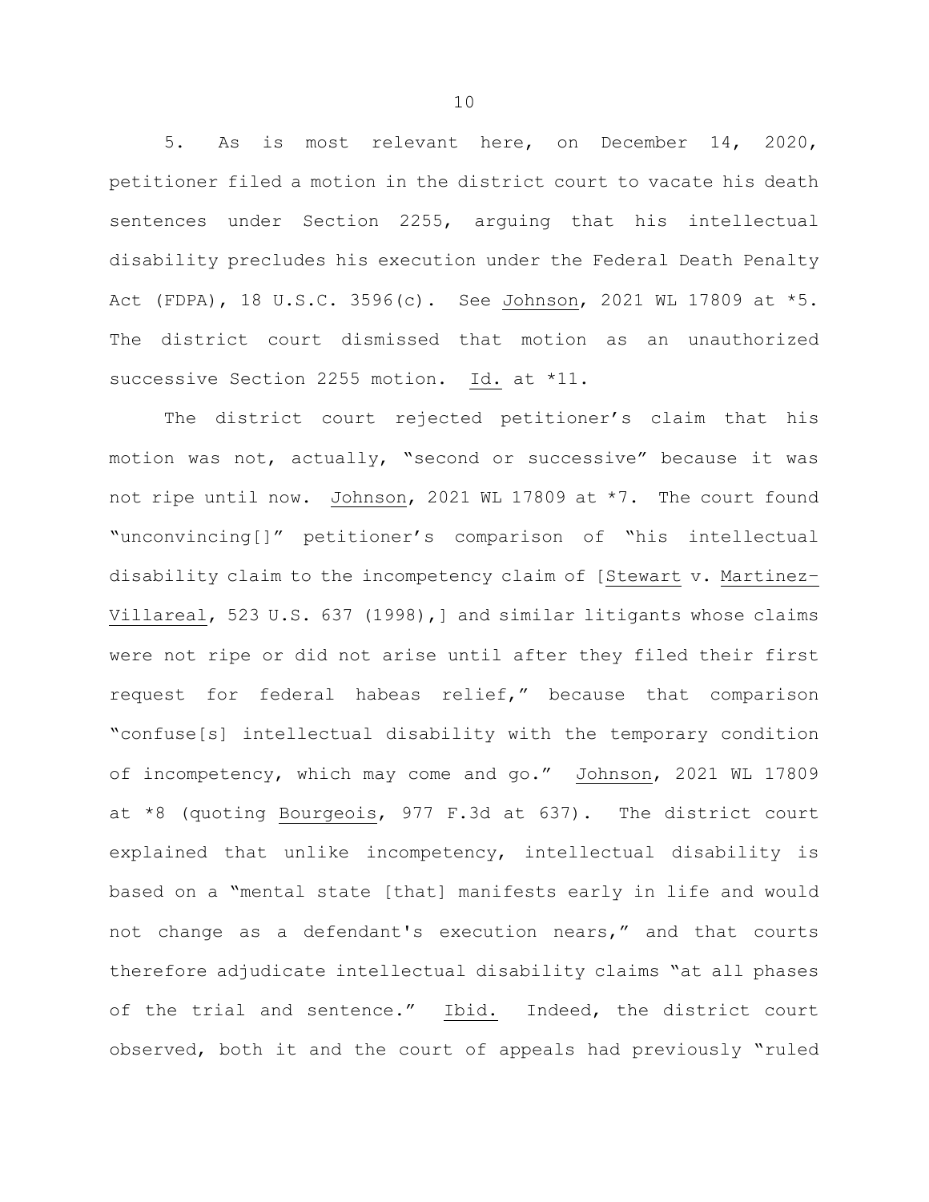5. As is most relevant here, on December 14, 2020, petitioner filed a motion in the district court to vacate his death sentences under Section 2255, arguing that his intellectual disability precludes his execution under the Federal Death Penalty Act (FDPA), 18 U.S.C. 3596(c). See Johnson, 2021 WL 17809 at *5. The district court dismissed that motion as an unauthorized successive Section 2255 motion. Id. at *11.

The district court rejected petitioner's claim that his motion was not, actually, "second or successive" because it was not ripe until now. Johnson, 2021 WL 17809 at *7. The court found "unconvincing[]" petitioner's comparison of "his intellectual disability claim to the incompetency claim of [Stewart v. Martinez-Villareal, 523 U.S. 637 (1998),] and similar litigants whose claims were not ripe or did not arise until after they filed their first request for federal habeas relief," because that comparison "confuse[s] intellectual disability with the temporary condition of incompetency, which may come and go." Johnson, 2021 WL 17809 at *8 (quoting Bourgeois, 977 F.3d at 637). The district court explained that unlike incompetency, intellectual disability is based on a "mental state [that] manifests early in life and would not change as a defendant's execution nears," and that courts therefore adjudicate intellectual disability claims "at all phases of the trial and sentence." Ibid. Indeed, the district court observed, both it and the court of appeals had previously "ruled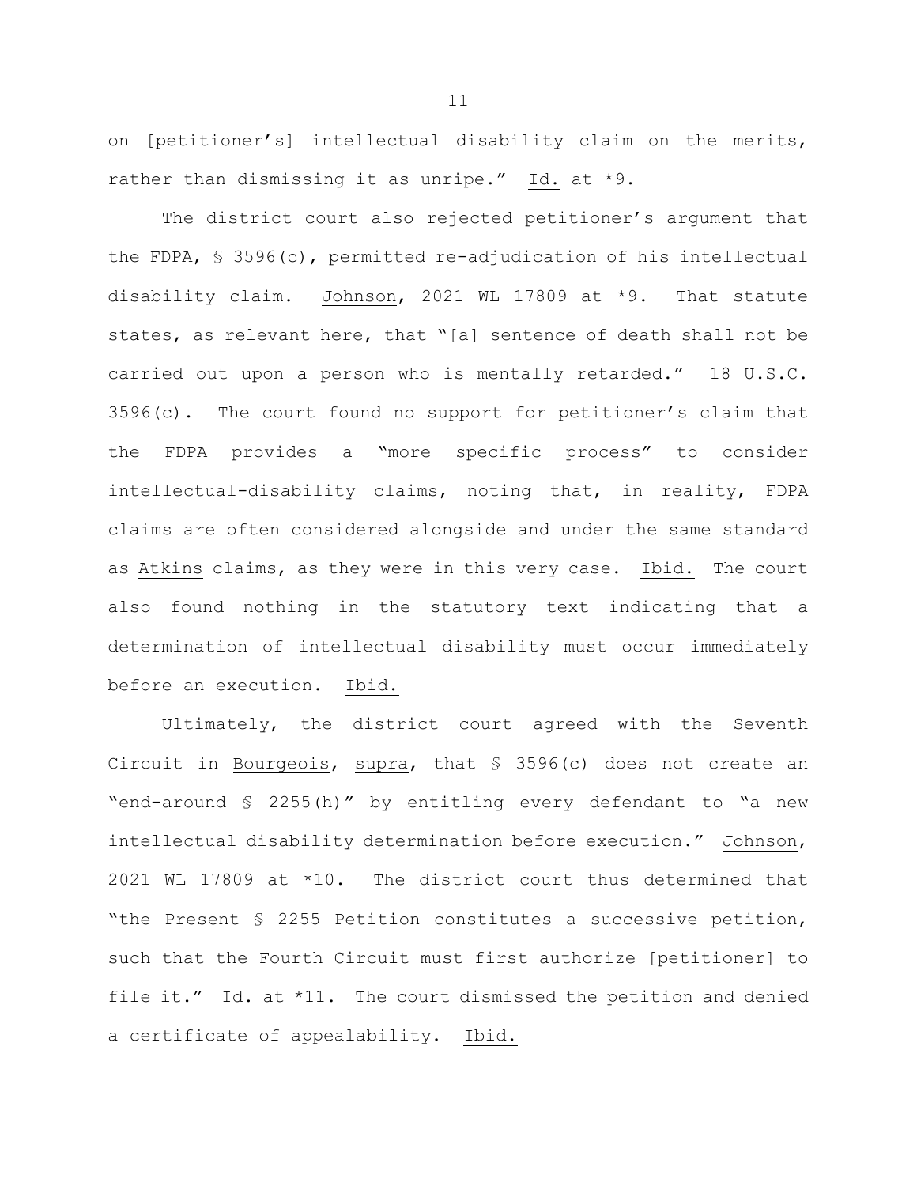on [petitioner's] intellectual disability claim on the merits, rather than dismissing it as unripe." Id. at *9.

The district court also rejected petitioner's argument that the FDPA, § 3596(c), permitted re-adjudication of his intellectual disability claim. Johnson, 2021 WL 17809 at *9. That statute states, as relevant here, that "[a] sentence of death shall not be carried out upon a person who is mentally retarded." 18 U.S.C. 3596(c). The court found no support for petitioner's claim that the FDPA provides a "more specific process" to consider intellectual-disability claims, noting that, in reality, FDPA claims are often considered alongside and under the same standard as Atkins claims, as they were in this very case. Ibid. The court also found nothing in the statutory text indicating that a determination of intellectual disability must occur immediately before an execution. Ibid.

Ultimately, the district court agreed with the Seventh Circuit in Bourgeois, supra, that § 3596(c) does not create an "end-around § 2255(h)" by entitling every defendant to "a new intellectual disability determination before execution." Johnson, 2021 WL 17809 at *10. The district court thus determined that "the Present § 2255 Petition constitutes a successive petition, such that the Fourth Circuit must first authorize [petitioner] to file it." Id. at *11. The court dismissed the petition and denied a certificate of appealability. Ibid.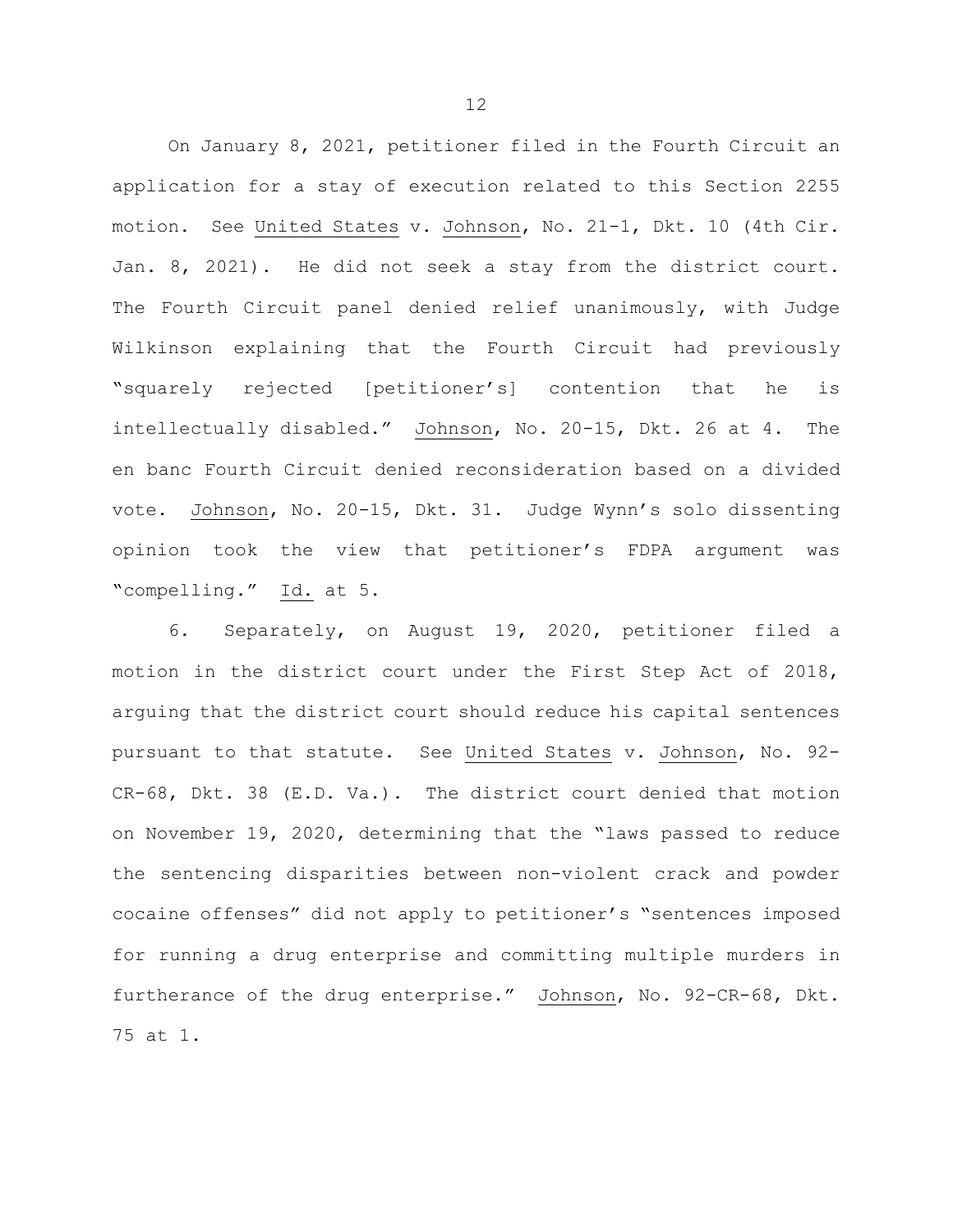On January 8, 2021, petitioner filed in the Fourth Circuit an application for a stay of execution related to this Section 2255 motion. See United States v. Johnson, No. 21-1, Dkt. 10 (4th Cir. Jan. 8, 2021). He did not seek a stay from the district court. The Fourth Circuit panel denied relief unanimously, with Judge Wilkinson explaining that the Fourth Circuit had previously "squarely rejected [petitioner's] contention that he is intellectually disabled." Johnson, No. 20-15, Dkt. 26 at 4. The en banc Fourth Circuit denied reconsideration based on a divided vote. Johnson, No. 20-15, Dkt. 31. Judge Wynn's solo dissenting opinion took the view that petitioner's FDPA argument was "compelling." Id. at 5.

6. Separately, on August 19, 2020, petitioner filed a motion in the district court under the First Step Act of 2018, arguing that the district court should reduce his capital sentences pursuant to that statute. See United States v. Johnson, No. 92-CR-68, Dkt. 38 (E.D. Va.). The district court denied that motion on November 19, 2020, determining that the "laws passed to reduce the sentencing disparities between non-violent crack and powder cocaine offenses" did not apply to petitioner's "sentences imposed for running a drug enterprise and committing multiple murders in furtherance of the drug enterprise." Johnson, No. 92-CR-68, Dkt. 75 at 1.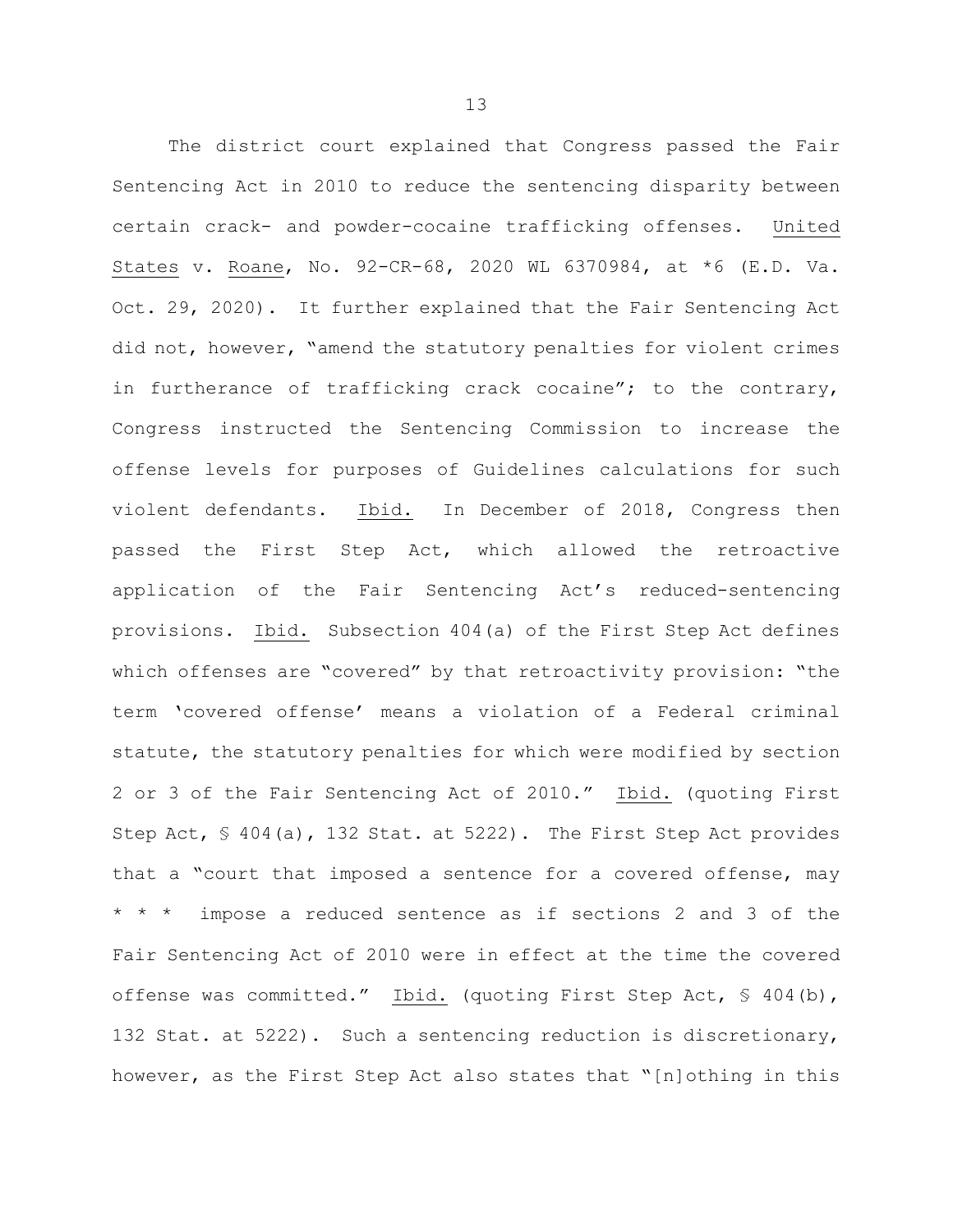The district court explained that Congress passed the Fair Sentencing Act in 2010 to reduce the sentencing disparity between certain crack- and powder-cocaine trafficking offenses. United States v. Roane, No. 92-CR-68, 2020 WL 6370984, at *6 (E.D. Va. Oct. 29, 2020). It further explained that the Fair Sentencing Act did not, however, "amend the statutory penalties for violent crimes in furtherance of trafficking crack cocaine"; to the contrary, Congress instructed the Sentencing Commission to increase the offense levels for purposes of Guidelines calculations for such violent defendants. Ibid. In December of 2018, Congress then passed the First Step Act, which allowed the retroactive application of the Fair Sentencing Act's reduced-sentencing provisions. Ibid. Subsection 404(a) of the First Step Act defines which offenses are "covered" by that retroactivity provision: "the term 'covered offense' means a violation of a Federal criminal statute, the statutory penalties for which were modified by section 2 or 3 of the Fair Sentencing Act of 2010." Ibid. (quoting First Step Act, § 404(a), 132 Stat. at 5222). The First Step Act provides that a "court that imposed a sentence for a covered offense, may * * * impose a reduced sentence as if sections 2 and 3 of the Fair Sentencing Act of 2010 were in effect at the time the covered offense was committed." Ibid. (quoting First Step Act, § 404(b), 132 Stat. at 5222). Such a sentencing reduction is discretionary, however, as the First Step Act also states that "[n]othing in this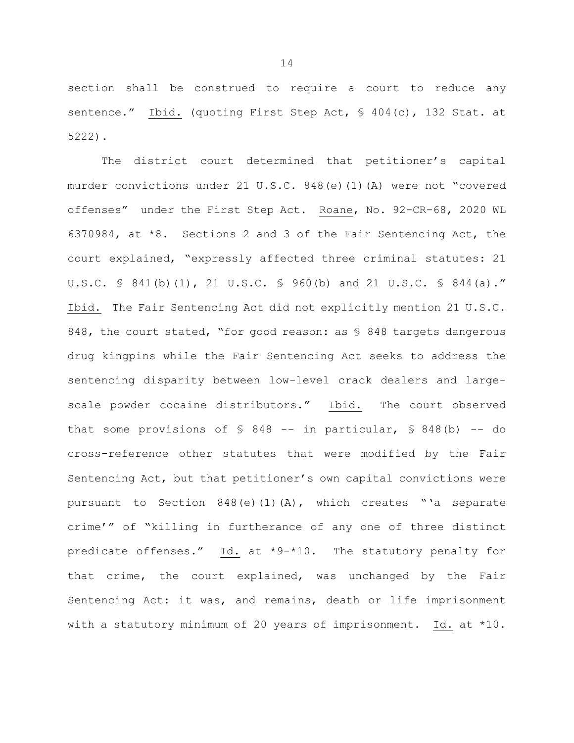section shall be construed to require a court to reduce any sentence." Ibid. (quoting First Step Act, § 404(c), 132 Stat. at 5222).

The district court determined that petitioner's capital murder convictions under 21 U.S.C. 848(e)(1)(A) were not "covered offenses" under the First Step Act. Roane, No. 92-CR-68, 2020 WL 6370984, at *8. Sections 2 and 3 of the Fair Sentencing Act, the court explained, "expressly affected three criminal statutes: 21 U.S.C. § 841(b)(1), 21 U.S.C. § 960(b) and 21 U.S.C. § 844(a)." Ibid. The Fair Sentencing Act did not explicitly mention 21 U.S.C. 848, the court stated, "for good reason: as § 848 targets dangerous drug kingpins while the Fair Sentencing Act seeks to address the sentencing disparity between low-level crack dealers and large-scale powder cocaine distributors." Ibid. The court observed that some provisions of § 848 -- in particular, § 848(b) -- do cross-reference other statutes that were modified by the Fair Sentencing Act, but that petitioner's own capital convictions were pursuant to Section 848(e)(1)(A), which creates "'a separate crime'" of "killing in furtherance of any one of three distinct predicate offenses." Id. at *9-*10. The statutory penalty for that crime, the court explained, was unchanged by the Fair Sentencing Act: it was, and remains, death or life imprisonment with a statutory minimum of 20 years of imprisonment. Id. at *10.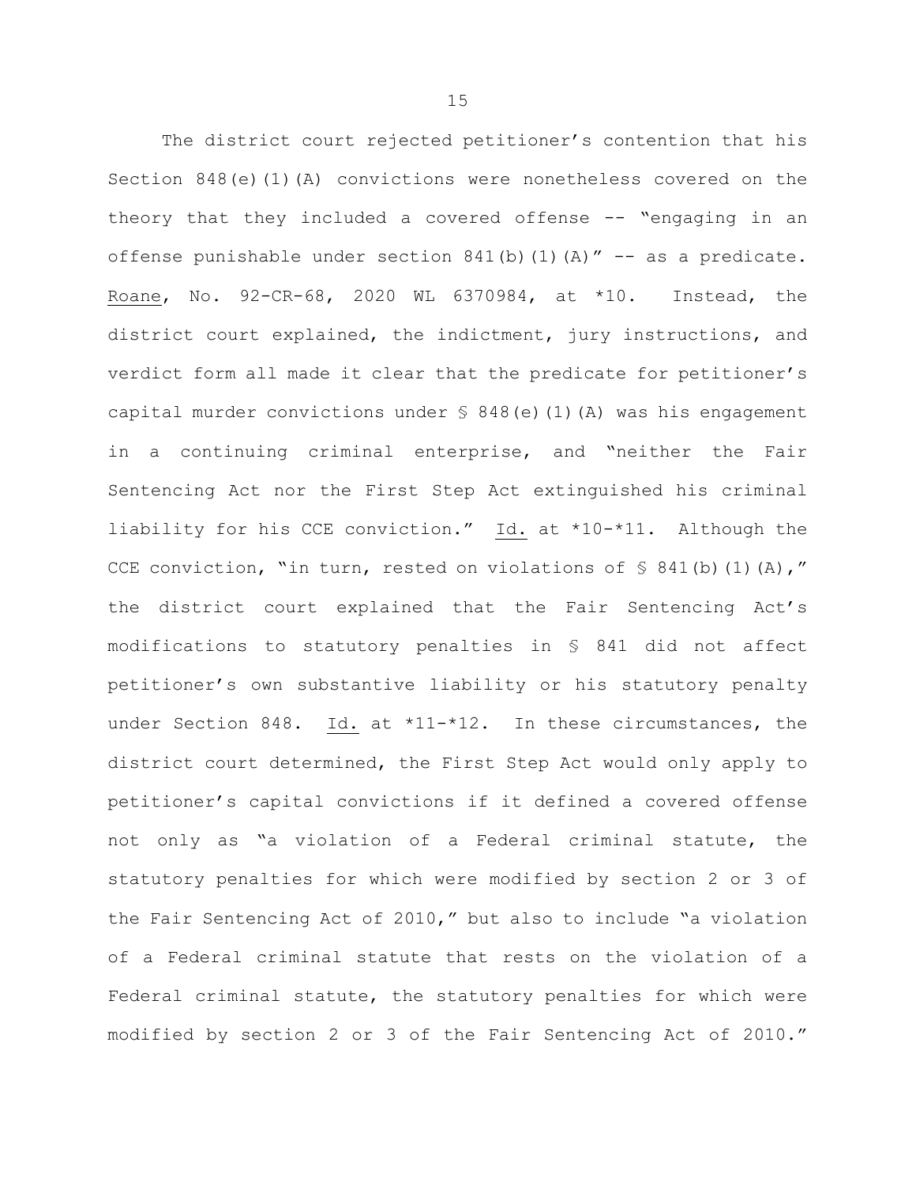The district court rejected petitioner's contention that his Section 848(e)(1)(A) convictions were nonetheless covered on the theory that they included a covered offense -- "engaging in an offense punishable under section 841(b)(1)(A)" -- as a predicate. Roane, No. 92-CR-68, 2020 WL 6370984, at *10. Instead, the district court explained, the indictment, jury instructions, and verdict form all made it clear that the predicate for petitioner's capital murder convictions under § 848(e)(1)(A) was his engagement in a continuing criminal enterprise, and "neither the Fair Sentencing Act nor the First Step Act extinguished his criminal liability for his CCE conviction." Id. at *10-*11. Although the CCE conviction, "in turn, rested on violations of § 841(b)(1)(A)," the district court explained that the Fair Sentencing Act's modifications to statutory penalties in § 841 did not affect petitioner's own substantive liability or his statutory penalty under Section 848. Id. at *11-*12. In these circumstances, the district court determined, the First Step Act would only apply to petitioner's capital convictions if it defined a covered offense not only as "a violation of a Federal criminal statute, the statutory penalties for which were modified by section 2 or 3 of the Fair Sentencing Act of 2010," but also to include "a violation of a Federal criminal statute that rests on the violation of a Federal criminal statute, the statutory penalties for which were modified by section 2 or 3 of the Fair Sentencing Act of 2010."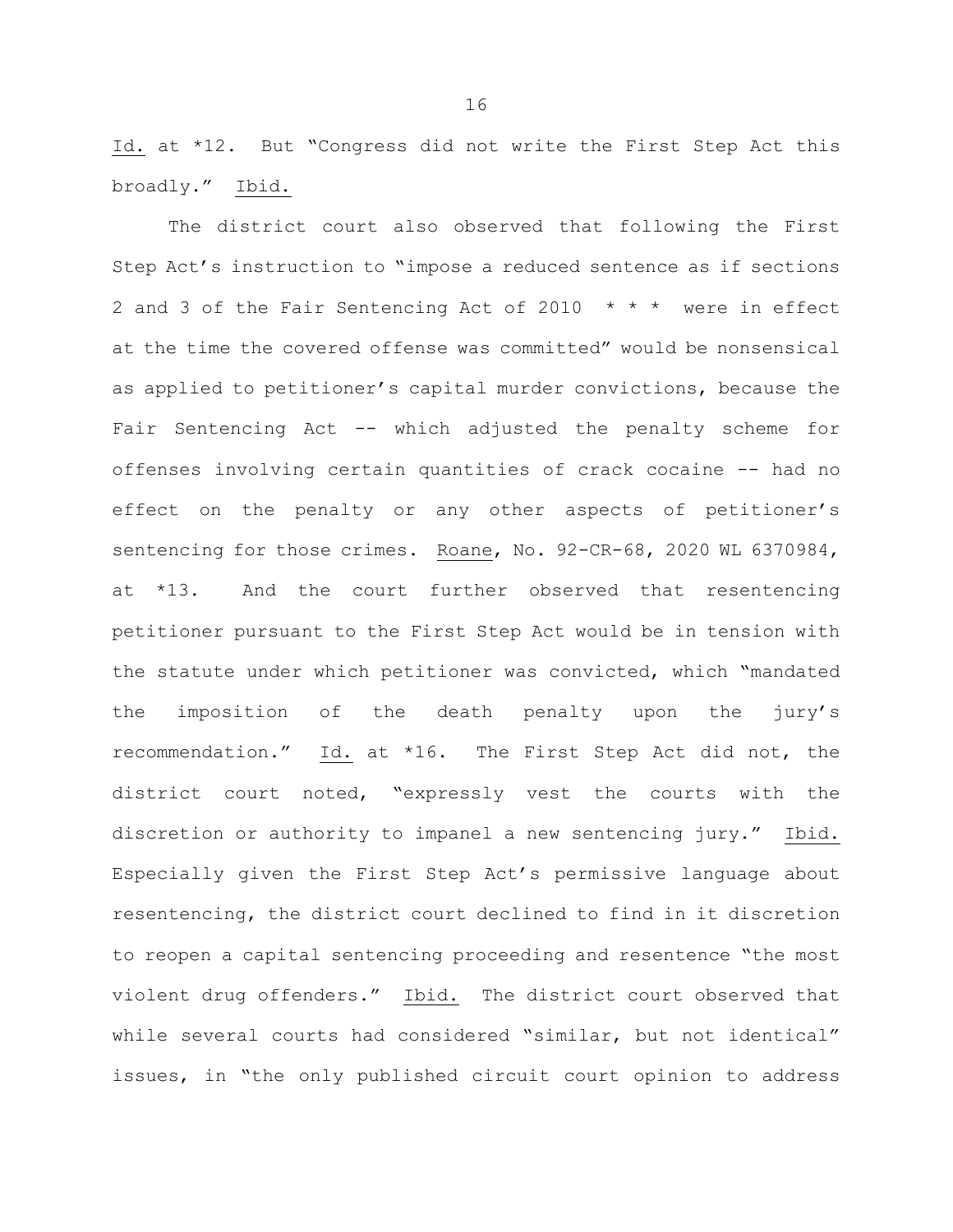Id. at *12. But "Congress did not write the First Step Act this broadly." Ibid.

The district court also observed that following the First Step Act's instruction to "impose a reduced sentence as if sections 2 and 3 of the Fair Sentencing Act of 2010 * * * were in effect at the time the covered offense was committed" would be nonsensical as applied to petitioner's capital murder convictions, because the Fair Sentencing Act -- which adjusted the penalty scheme for offenses involving certain quantities of crack cocaine -- had no effect on the penalty or any other aspects of petitioner's sentencing for those crimes. Roane, No. 92-CR-68, 2020 WL 6370984, at *13. And the court further observed that resentencing petitioner pursuant to the First Step Act would be in tension with the statute under which petitioner was convicted, which "mandated the imposition of the death penalty upon the jury's recommendation." Id. at *16. The First Step Act did not, the district court noted, "expressly vest the courts with the discretion or authority to impanel a new sentencing jury." Ibid. Especially given the First Step Act's permissive language about resentencing, the district court declined to find in it discretion to reopen a capital sentencing proceeding and resentence "the most violent drug offenders." Ibid. The district court observed that while several courts had considered "similar, but not identical" issues, in "the only published circuit court opinion to address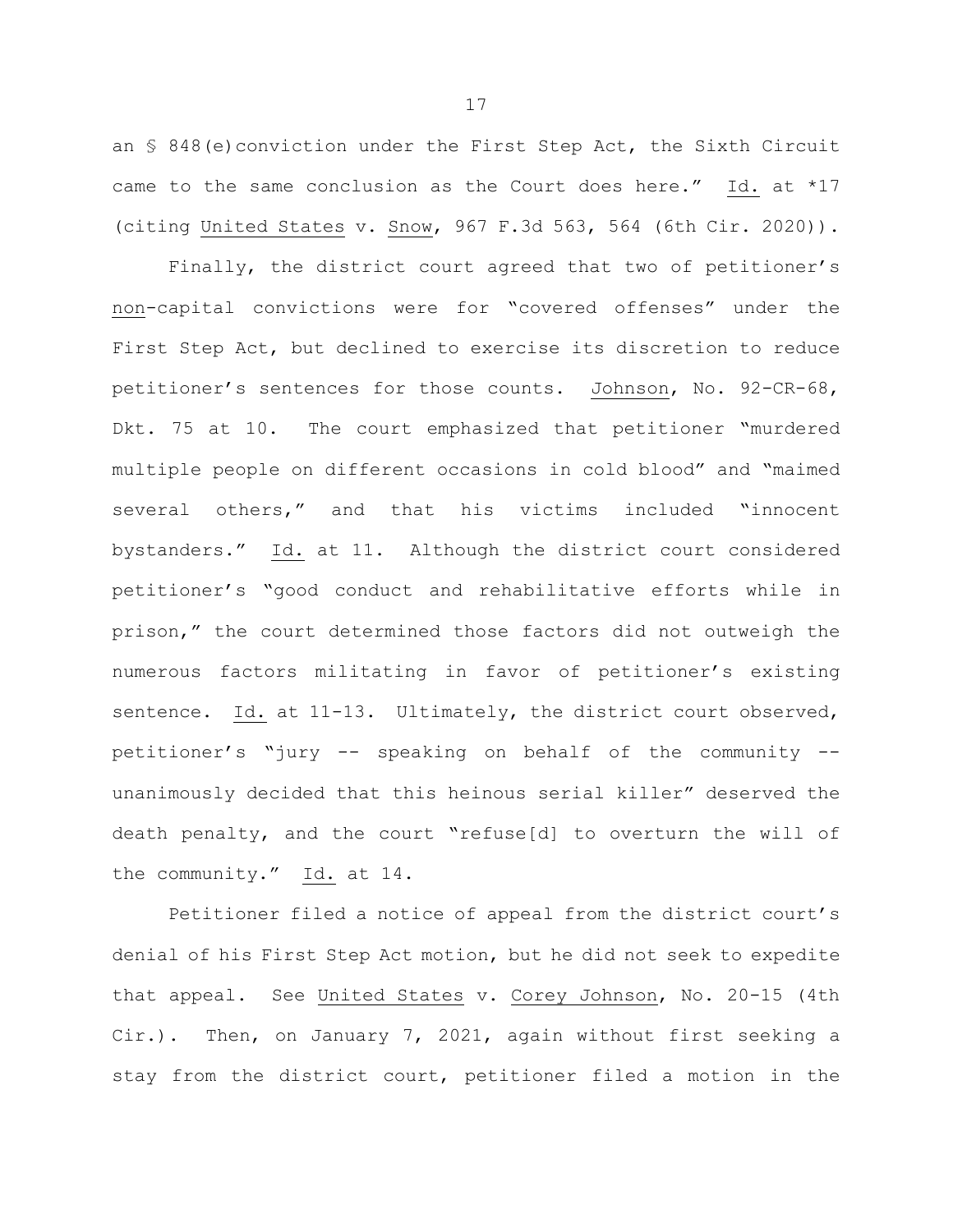an § 848(e)conviction under the First Step Act, the Sixth Circuit came to the same conclusion as the Court does here." Id. at *17 (citing United States v. Snow, 967 F.3d 563, 564 (6th Cir. 2020)).

Finally, the district court agreed that two of petitioner's non-capital convictions were for "covered offenses" under the First Step Act, but declined to exercise its discretion to reduce petitioner's sentences for those counts. Johnson, No. 92-CR-68, Dkt. 75 at 10. The court emphasized that petitioner "murdered multiple people on different occasions in cold blood" and "maimed several others," and that his victims included "innocent bystanders." Id. at 11. Although the district court considered petitioner's "good conduct and rehabilitative efforts while in prison," the court determined those factors did not outweigh the numerous factors militating in favor of petitioner's existing sentence. Id. at 11-13. Ultimately, the district court observed, petitioner's "jury -- speaking on behalf of the community -- unanimously decided that this heinous serial killer" deserved the death penalty, and the court "refuse[d] to overturn the will of the community." Id. at 14.

Petitioner filed a notice of appeal from the district court's denial of his First Step Act motion, but he did not seek to expedite that appeal. See United States v. Corey Johnson, No. 20-15 (4th Cir.). Then, on January 7, 2021, again without first seeking a stay from the district court, petitioner filed a motion in the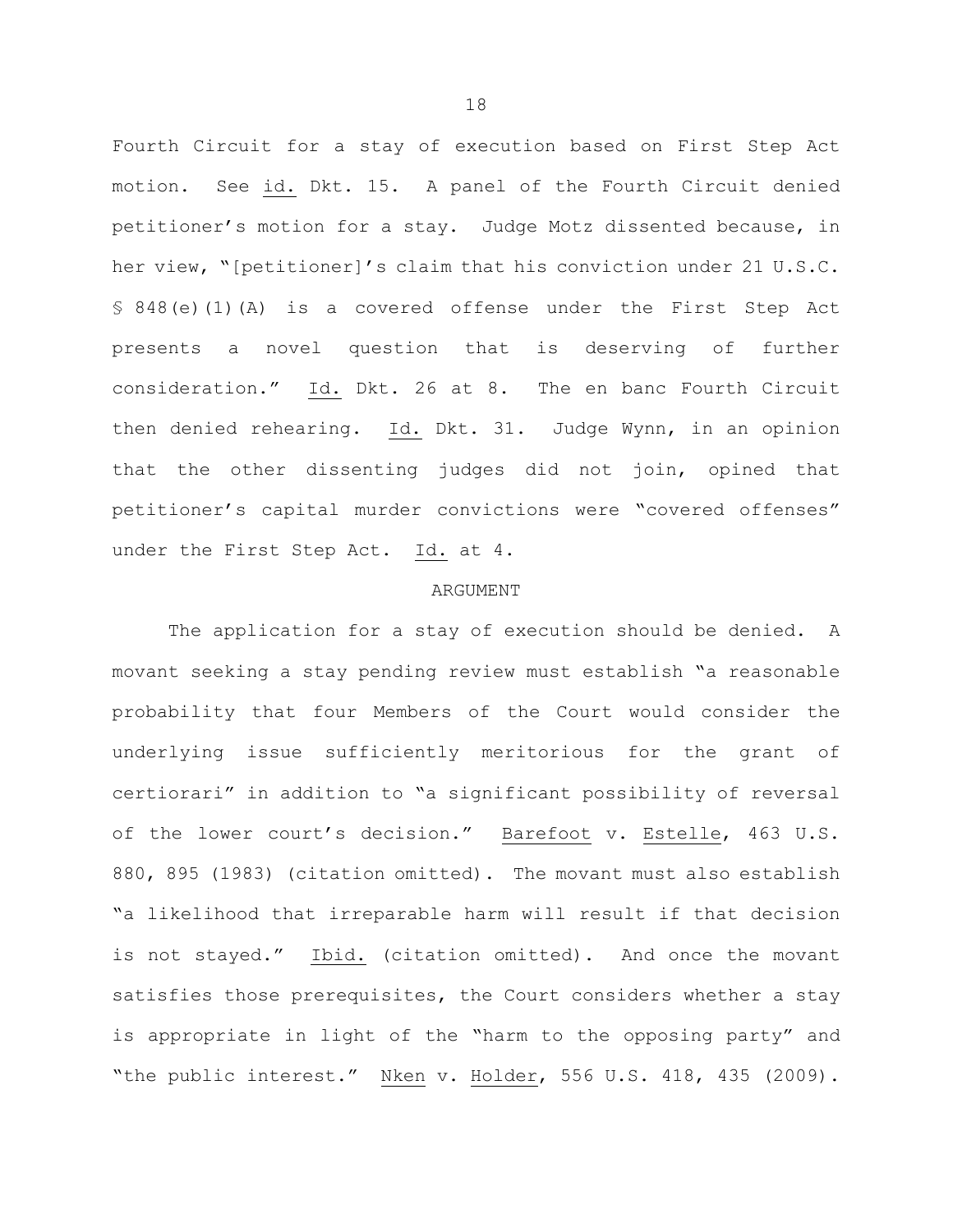Fourth Circuit for a stay of execution based on First Step Act motion. See _id._ Dkt. 15. A panel of the Fourth Circuit denied petitioner's motion for a stay. Judge Motz dissented because, in her view, "[petitioner]'s claim that his conviction under 21 U.S.C. § 848(e)(1)(A) is a covered offense under the First Step Act presents a novel question that is deserving of further consideration." _Id._ Dkt. 26 at 8. The en banc Fourth Circuit then denied rehearing. _Id._ Dkt. 31. Judge Wynn, in an opinion that the other dissenting judges did not join, opined that petitioner's capital murder convictions were "covered offenses" under the First Step Act. _Id._ at 4.

## ARGUMENT

The application for a stay of execution should be denied. A movant seeking a stay pending review must establish "a reasonable probability that four Members of the Court would consider the underlying issue sufficiently meritorious for the grant of certiorari" in addition to "a significant possibility of reversal of the lower court's decision." _Barefoot_ v. _Estelle_, 463 U.S. 880, 895 (1983) (citation omitted). The movant must also establish "a likelihood that irreparable harm will result if that decision is not stayed." _Ibid._ (citation omitted). And once the movant satisfies those prerequisites, the Court considers whether a stay is appropriate in light of the "harm to the opposing party" and "the public interest." _Nken_ v. _Holder_, 556 U.S. 418, 435 (2009).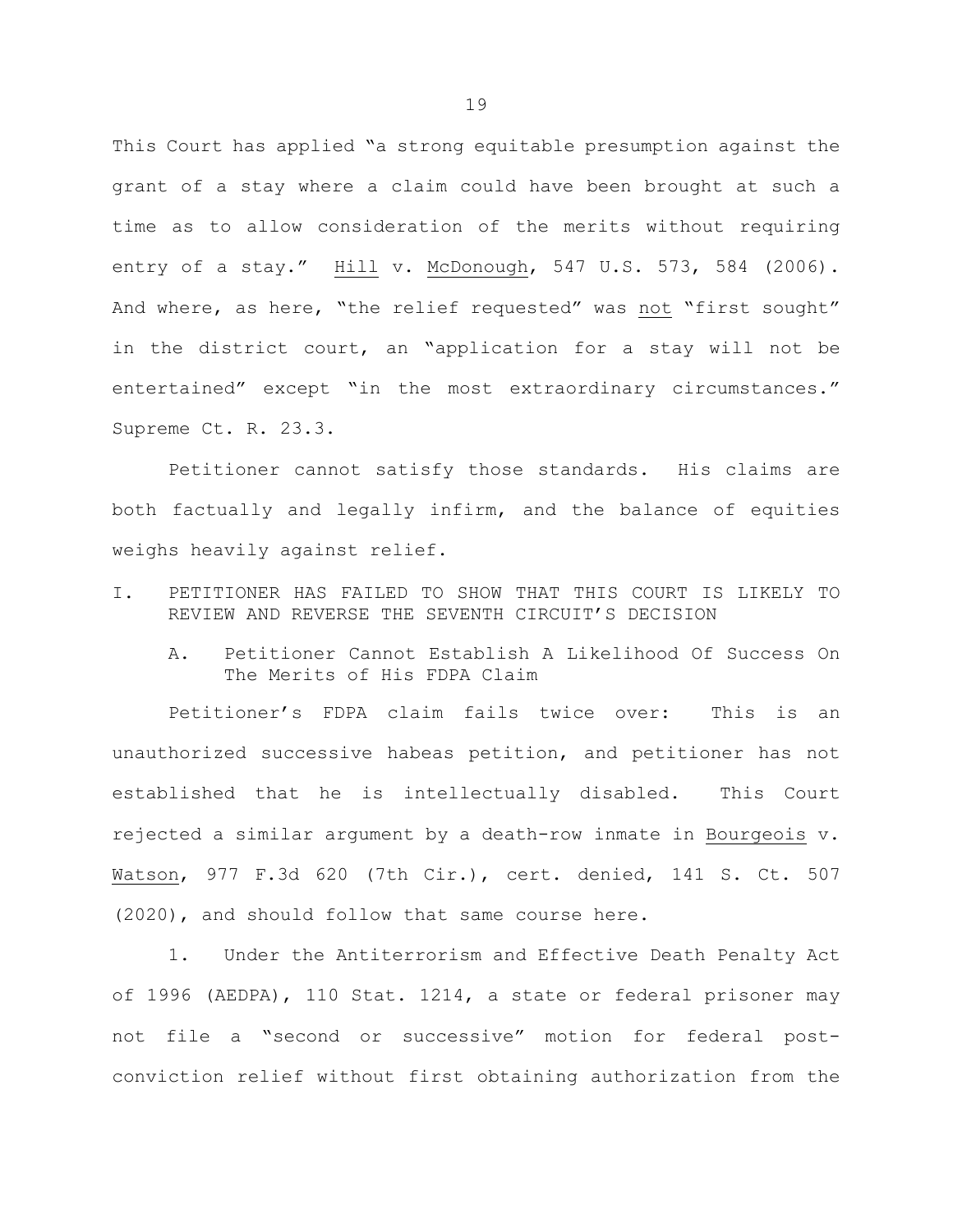This Court has applied "a strong equitable presumption against the grant of a stay where a claim could have been brought at such a time as to allow consideration of the merits without requiring entry of a stay." Hill v. McDonough, 547 U.S. 573, 584 (2006). And where, as here, "the relief requested" was not "first sought" in the district court, an "application for a stay will not be entertained" except "in the most extraordinary circumstances." Supreme Ct. R. 23.3.

Petitioner cannot satisfy those standards. His claims are both factually and legally infirm, and the balance of equities weighs heavily against relief.

## I. PETITIONER HAS FAILED TO SHOW THAT THIS COURT IS LIKELY TO REVIEW AND REVERSE THE SEVENTH CIRCUIT'S DECISION

### A. Petitioner Cannot Establish A Likelihood Of Success On The Merits of His FDPA Claim

Petitioner's FDPA claim fails twice over: This is an unauthorized successive habeas petition, and petitioner has not established that he is intellectually disabled. This Court rejected a similar argument by a death-row inmate in Bourgeois v. Watson, 977 F.3d 620 (7th Cir.), cert. denied, 141 S. Ct. 507 (2020), and should follow that same course here.

1. Under the Antiterrorism and Effective Death Penalty Act of 1996 (AEDPA), 110 Stat. 1214, a state or federal prisoner may not file a "second or successive" motion for federal post-conviction relief without first obtaining authorization from the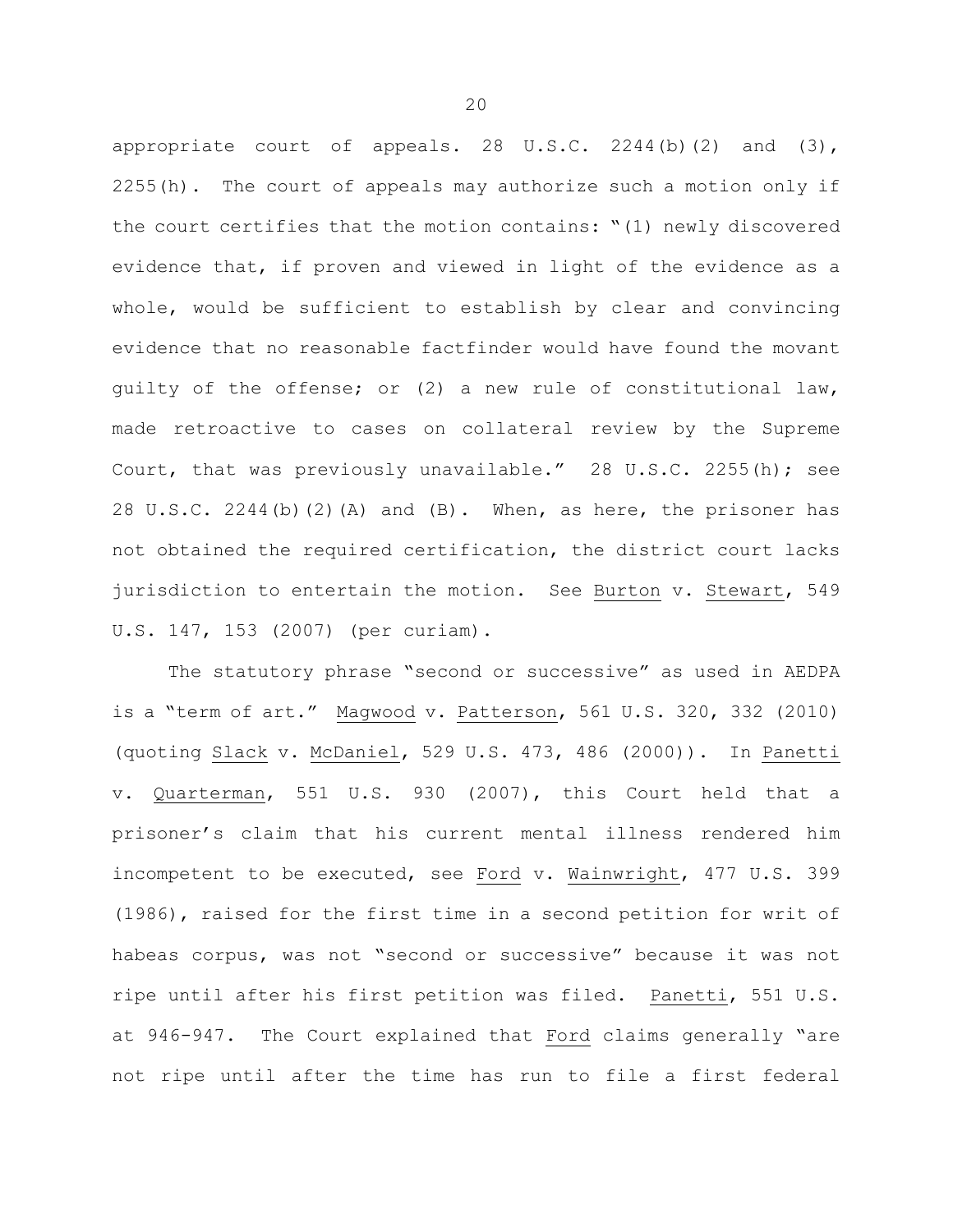appropriate court of appeals. 28 U.S.C. 2244(b)(2) and (3), 2255(h). The court of appeals may authorize such a motion only if the court certifies that the motion contains: "(1) newly discovered evidence that, if proven and viewed in light of the evidence as a whole, would be sufficient to establish by clear and convincing evidence that no reasonable factfinder would have found the movant guilty of the offense; or (2) a new rule of constitutional law, made retroactive to cases on collateral review by the Supreme Court, that was previously unavailable." 28 U.S.C. 2255(h); see 28 U.S.C. 2244(b)(2)(A) and (B). When, as here, the prisoner has not obtained the required certification, the district court lacks jurisdiction to entertain the motion. See Burton v. Stewart, 549 U.S. 147, 153 (2007) (per curiam).

The statutory phrase "second or successive" as used in AEDPA is a "term of art." Magwood v. Patterson, 561 U.S. 320, 332 (2010) (quoting Slack v. McDaniel, 529 U.S. 473, 486 (2000)). In Panetti v. Quarterman, 551 U.S. 930 (2007), this Court held that a prisoner's claim that his current mental illness rendered him incompetent to be executed, see Ford v. Wainwright, 477 U.S. 399 (1986), raised for the first time in a second petition for writ of habeas corpus, was not "second or successive" because it was not ripe until after his first petition was filed. Panetti, 551 U.S. at 946-947. The Court explained that Ford claims generally "are not ripe until after the time has run to file a first federal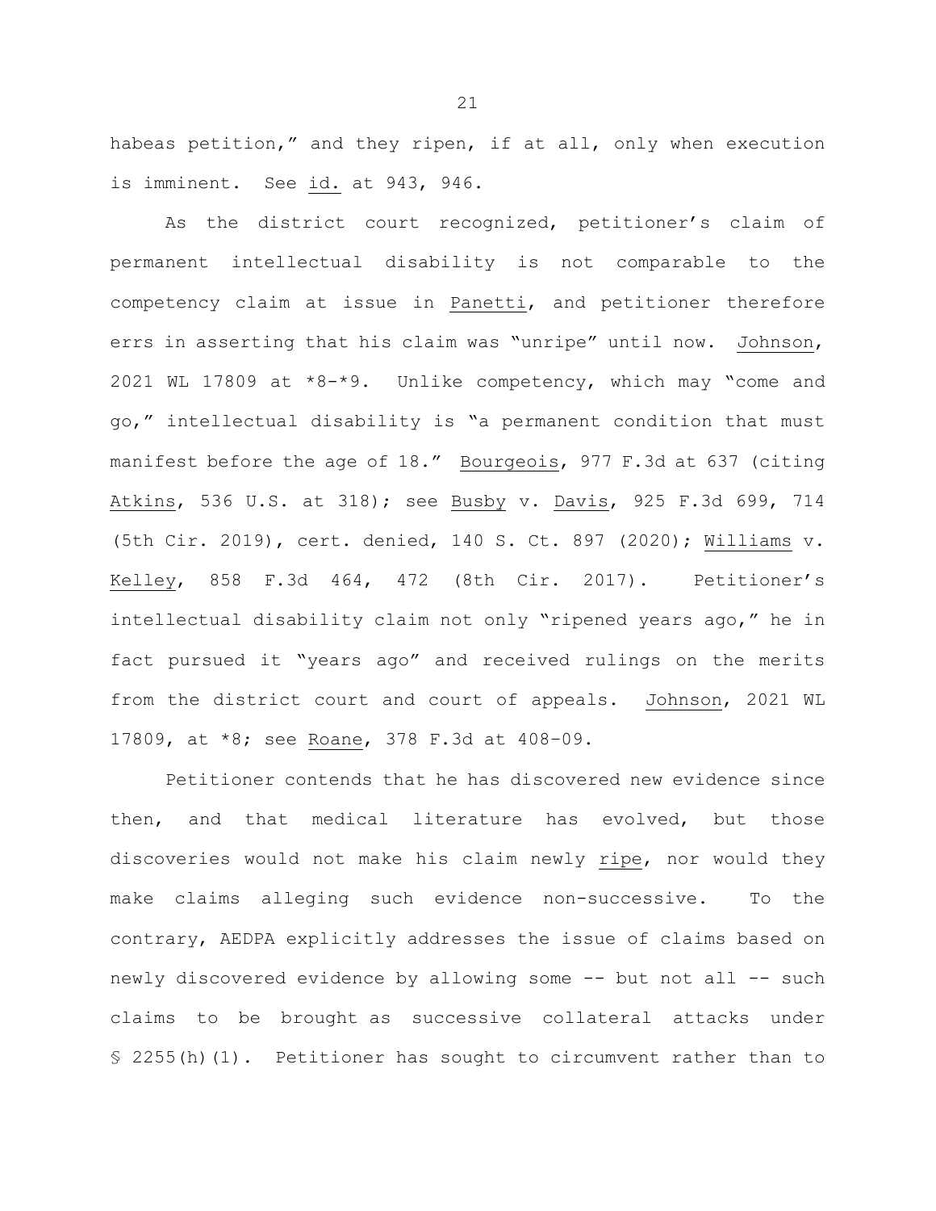habeas petition," and they ripen, if at all, only when execution is imminent. See id. at 943, 946.

As the district court recognized, petitioner's claim of permanent intellectual disability is not comparable to the competency claim at issue in Panetti, and petitioner therefore errs in asserting that his claim was "unripe" until now. Johnson, 2021 WL 17809 at *8-*9. Unlike competency, which may "come and go," intellectual disability is "a permanent condition that must manifest before the age of 18." Bourgeois, 977 F.3d at 637 (citing Atkins, 536 U.S. at 318); see Busby v. Davis, 925 F.3d 699, 714 (5th Cir. 2019), cert. denied, 140 S. Ct. 897 (2020); Williams v. Kelley, 858 F.3d 464, 472 (8th Cir. 2017). Petitioner's intellectual disability claim not only "ripened years ago," he in fact pursued it "years ago" and received rulings on the merits from the district court and court of appeals. Johnson, 2021 WL 17809, at *8; see Roane, 378 F.3d at 408-09.

Petitioner contends that he has discovered new evidence since then, and that medical literature has evolved, but those discoveries would not make his claim newly ripe, nor would they make claims alleging such evidence non-successive. To the contrary, AEDPA explicitly addresses the issue of claims based on newly discovered evidence by allowing some -- but not all -- such claims to be brought as successive collateral attacks under § 2255(h)(1). Petitioner has sought to circumvent rather than to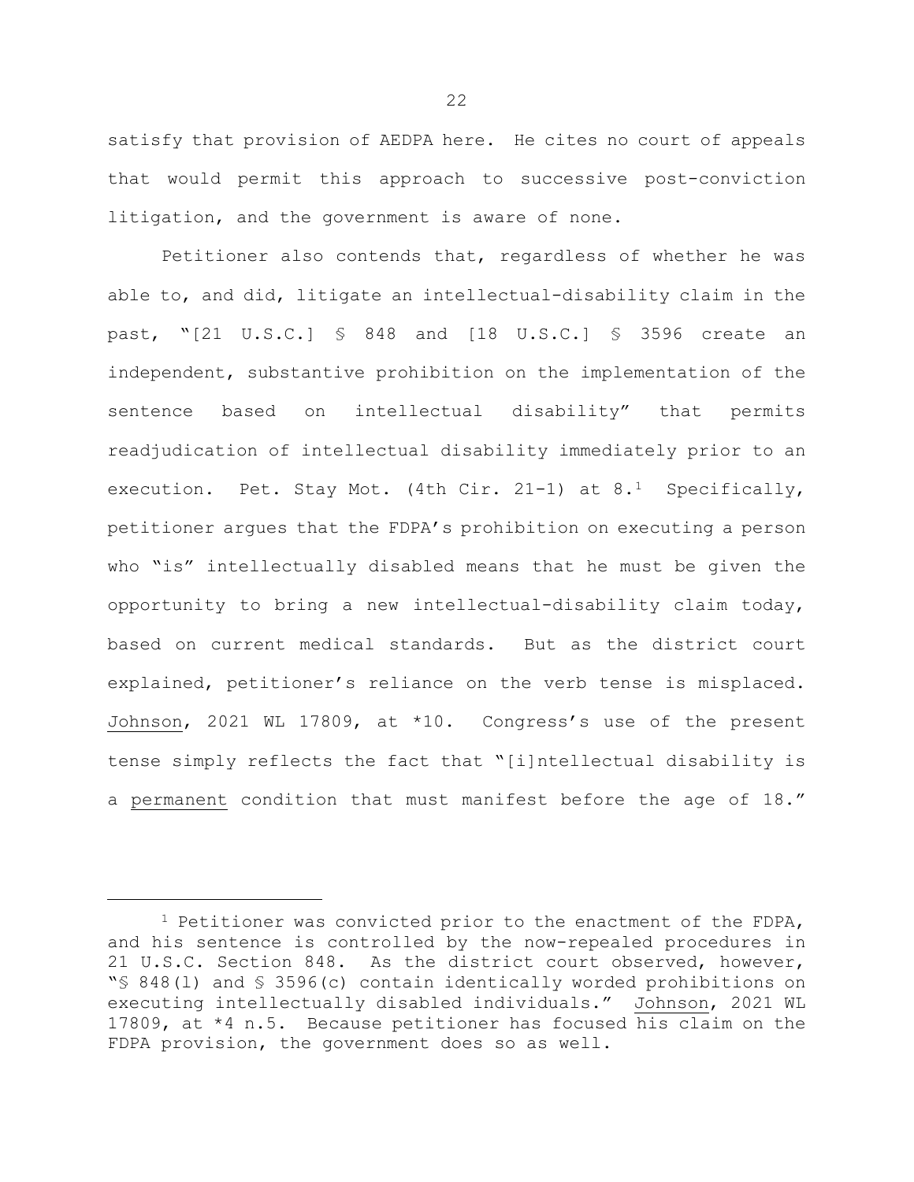satisfy that provision of AEDPA here. He cites no court of appeals that would permit this approach to successive post-conviction litigation, and the government is aware of none.

Petitioner also contends that, regardless of whether he was able to, and did, litigate an intellectual-disability claim in the past, "[21 U.S.C.] § 848 and [18 U.S.C.] § 3596 create an independent, substantive prohibition on the implementation of the sentence based on intellectual disability" that permits readjudication of intellectual disability immediately prior to an execution. Pet. Stay Mot. (4th Cir. 21-1) at 8.[1] Specifically, petitioner argues that the FDPA's prohibition on executing a person who "is" intellectually disabled means that he must be given the opportunity to bring a new intellectual-disability claim today, based on current medical standards. But as the district court explained, petitioner's reliance on the verb tense is misplaced. Johnson, 2021 WL 17809, at *10. Congress's use of the present tense simply reflects the fact that "[i]ntellectual disability is a permanent condition that must manifest before the age of 18."

---

[1] Petitioner was convicted prior to the enactment of the FDPA, and his sentence is controlled by the now-repealed procedures in 21 U.S.C. Section 848. As the district court observed, however, "§ 848(l) and § 3596(c) contain identically worded prohibitions on executing intellectually disabled individuals." Johnson, 2021 WL 17809, at *4 n.5. Because petitioner has focused his claim on the FDPA provision, the government does so as well.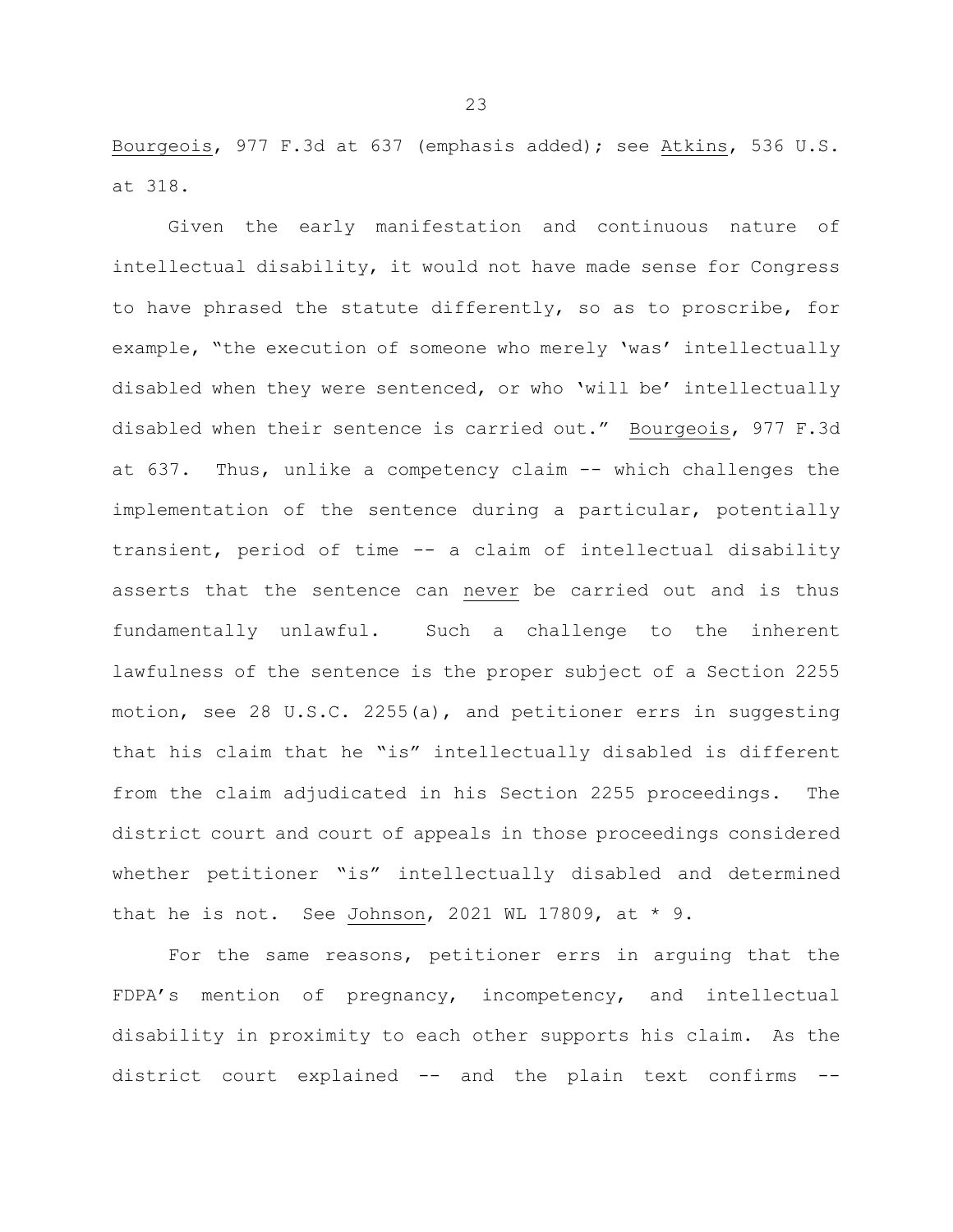Bourgeois, 977 F.3d at 637 (emphasis added); see Atkins, 536 U.S. at 318.

Given the early manifestation and continuous nature of intellectual disability, it would not have made sense for Congress to have phrased the statute differently, so as to proscribe, for example, "the execution of someone who merely 'was' intellectually disabled when they were sentenced, or who 'will be' intellectually disabled when their sentence is carried out." Bourgeois, 977 F.3d at 637. Thus, unlike a competency claim -- which challenges the implementation of the sentence during a particular, potentially transient, period of time -- a claim of intellectual disability asserts that the sentence can never be carried out and is thus fundamentally unlawful. Such a challenge to the inherent lawfulness of the sentence is the proper subject of a Section 2255 motion, see 28 U.S.C. 2255(a), and petitioner errs in suggesting that his claim that he "is" intellectually disabled is different from the claim adjudicated in his Section 2255 proceedings. The district court and court of appeals in those proceedings considered whether petitioner "is" intellectually disabled and determined that he is not. See Johnson, 2021 WL 17809, at * 9.

For the same reasons, petitioner errs in arguing that the FDPA's mention of pregnancy, incompetency, and intellectual disability in proximity to each other supports his claim. As the district court explained -- and the plain text confirms --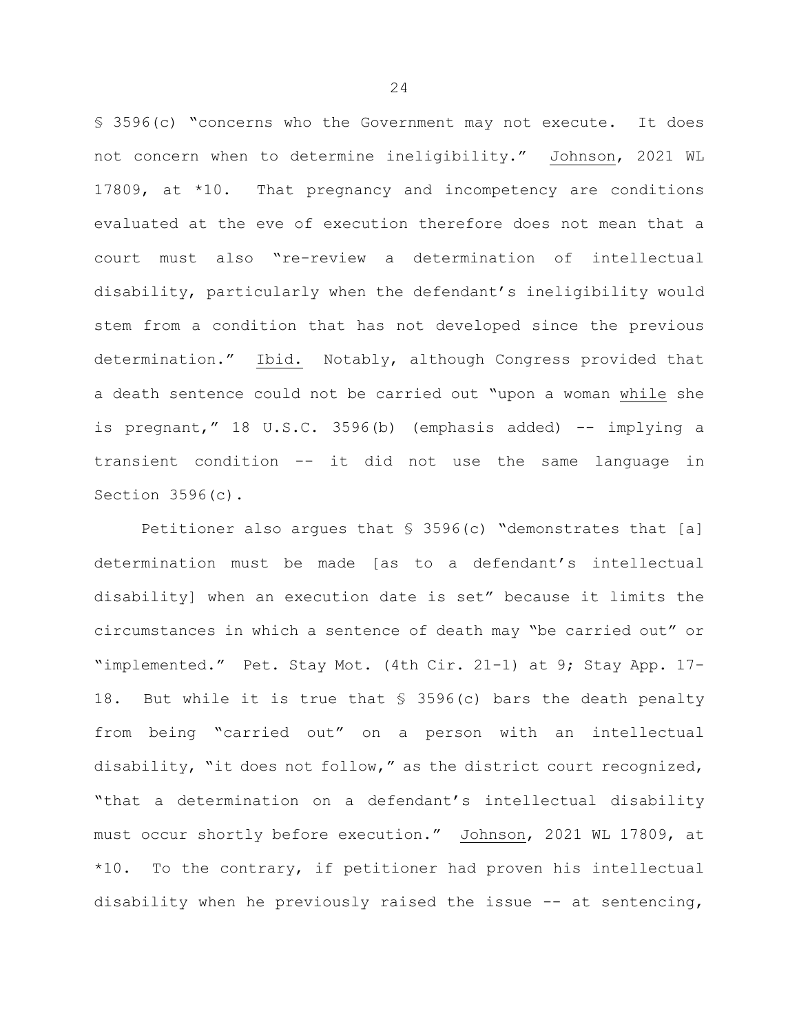§ 3596(c) "concerns who the Government may not execute. It does not concern when to determine ineligibility." Johnson, 2021 WL 17809, at *10. That pregnancy and incompetency are conditions evaluated at the eve of execution therefore does not mean that a court must also "re-review a determination of intellectual disability, particularly when the defendant's ineligibility would stem from a condition that has not developed since the previous determination." Ibid. Notably, although Congress provided that a death sentence could not be carried out "upon a woman while she is pregnant," 18 U.S.C. 3596(b) (emphasis added) -- implying a transient condition -- it did not use the same language in Section 3596(c).

Petitioner also argues that § 3596(c) "demonstrates that [a] determination must be made [as to a defendant's intellectual disability] when an execution date is set" because it limits the circumstances in which a sentence of death may "be carried out" or "implemented." Pet. Stay Mot. (4th Cir. 21-1) at 9; Stay App. 17-18. But while it is true that § 3596(c) bars the death penalty from being "carried out" on a person with an intellectual disability, "it does not follow," as the district court recognized, "that a determination on a defendant's intellectual disability must occur shortly before execution." Johnson, 2021 WL 17809, at *10. To the contrary, if petitioner had proven his intellectual disability when he previously raised the issue -- at sentencing,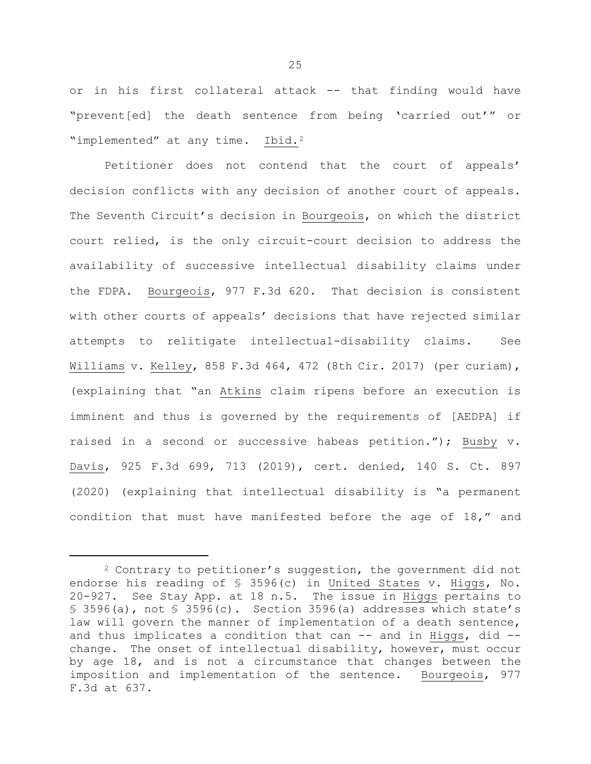or in his first collateral attack -- that finding would have "prevent[ed] the death sentence from being 'carried out'" or "implemented" at any time. Ibid.[2]

Petitioner does not contend that the court of appeals' decision conflicts with any decision of another court of appeals. The Seventh Circuit's decision in Bourgeois, on which the district court relied, is the only circuit-court decision to address the availability of successive intellectual disability claims under the FDPA. Bourgeois, 977 F.3d 620. That decision is consistent with other courts of appeals' decisions that have rejected similar attempts to relitigate intellectual-disability claims. See Williams v. Kelley, 858 F.3d 464, 472 (8th Cir. 2017) (per curiam), (explaining that "an Atkins claim ripens before an execution is imminent and thus is governed by the requirements of [AEDPA] if raised in a second or successive habeas petition."); Busby v. Davis, 925 F.3d 699, 713 (2019), cert. denied, 140 S. Ct. 897 (2020) (explaining that intellectual disability is "a permanent condition that must have manifested before the age of 18," and

[2] Contrary to petitioner's suggestion, the government did not endorse his reading of § 3596(c) in United States v. Higgs, No. 20-927. See Stay App. at 18 n.5. The issue in Higgs pertains to § 3596(a), not § 3596(c). Section 3596(a) addresses which state's law will govern the manner of implementation of a death sentence, and thus implicates a condition that can -- and in Higgs, did -- change. The onset of intellectual disability, however, must occur by age 18, and is not a circumstance that changes between the imposition and implementation of the sentence. Bourgeois, 977 F.3d at 637.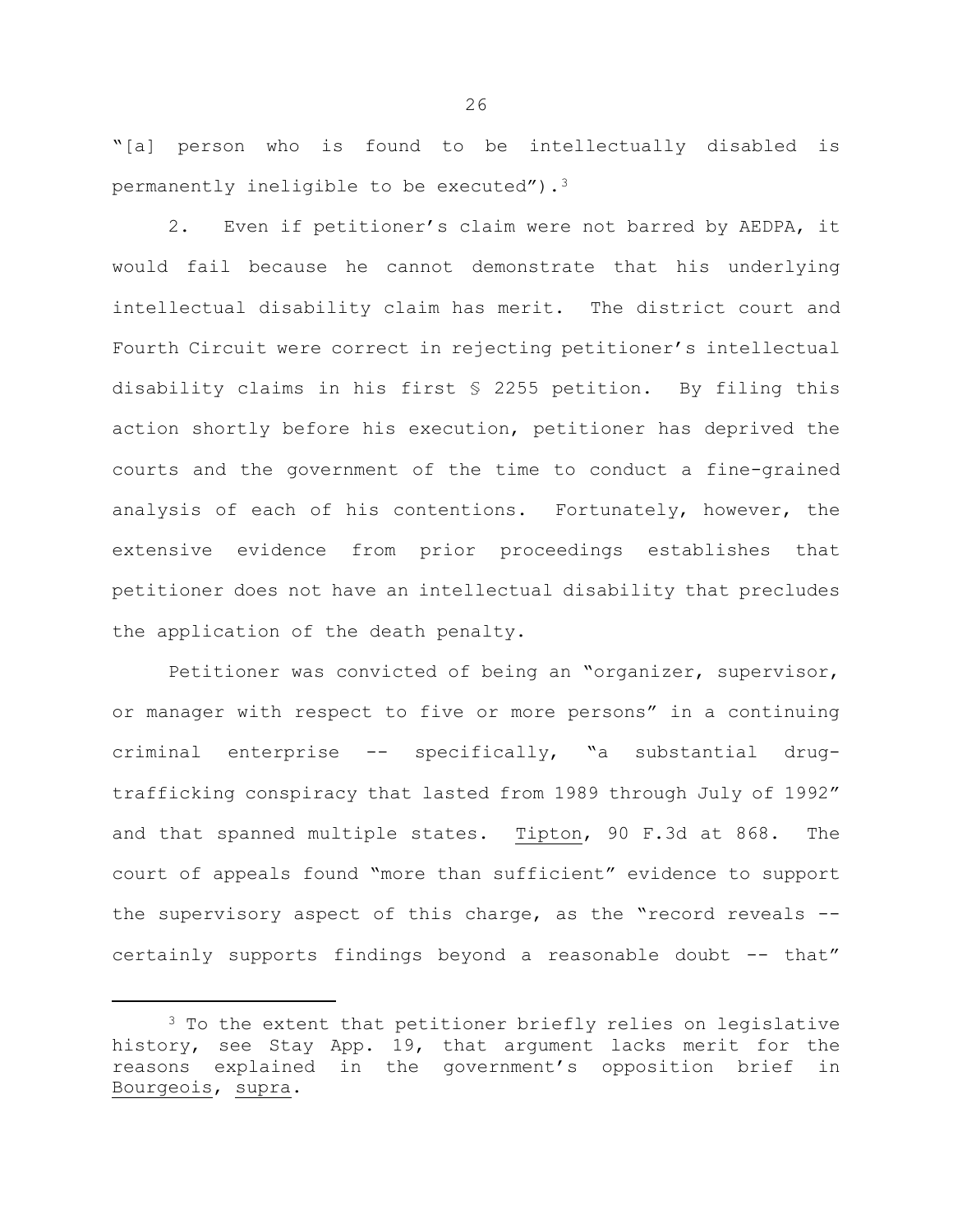"[a] person who is found to be intellectually disabled is permanently ineligible to be executed").[3]

2. Even if petitioner's claim were not barred by AEDPA, it would fail because he cannot demonstrate that his underlying intellectual disability claim has merit. The district court and Fourth Circuit were correct in rejecting petitioner's intellectual disability claims in his first § 2255 petition. By filing this action shortly before his execution, petitioner has deprived the courts and the government of the time to conduct a fine-grained analysis of each of his contentions. Fortunately, however, the extensive evidence from prior proceedings establishes that petitioner does not have an intellectual disability that precludes the application of the death penalty.

Petitioner was convicted of being an "organizer, supervisor, or manager with respect to five or more persons" in a continuing criminal enterprise -- specifically, "a substantial drug-trafficking conspiracy that lasted from 1989 through July of 1992" and that spanned multiple states. Tipton, 90 F.3d at 868. The court of appeals found "more than sufficient" evidence to support the supervisory aspect of this charge, as the "record reveals -- certainly supports findings beyond a reasonable doubt -- that"

---

[3] To the extent that petitioner briefly relies on legislative history, see Stay App. 19, that argument lacks merit for the reasons explained in the government's opposition brief in Bourgeois, supra.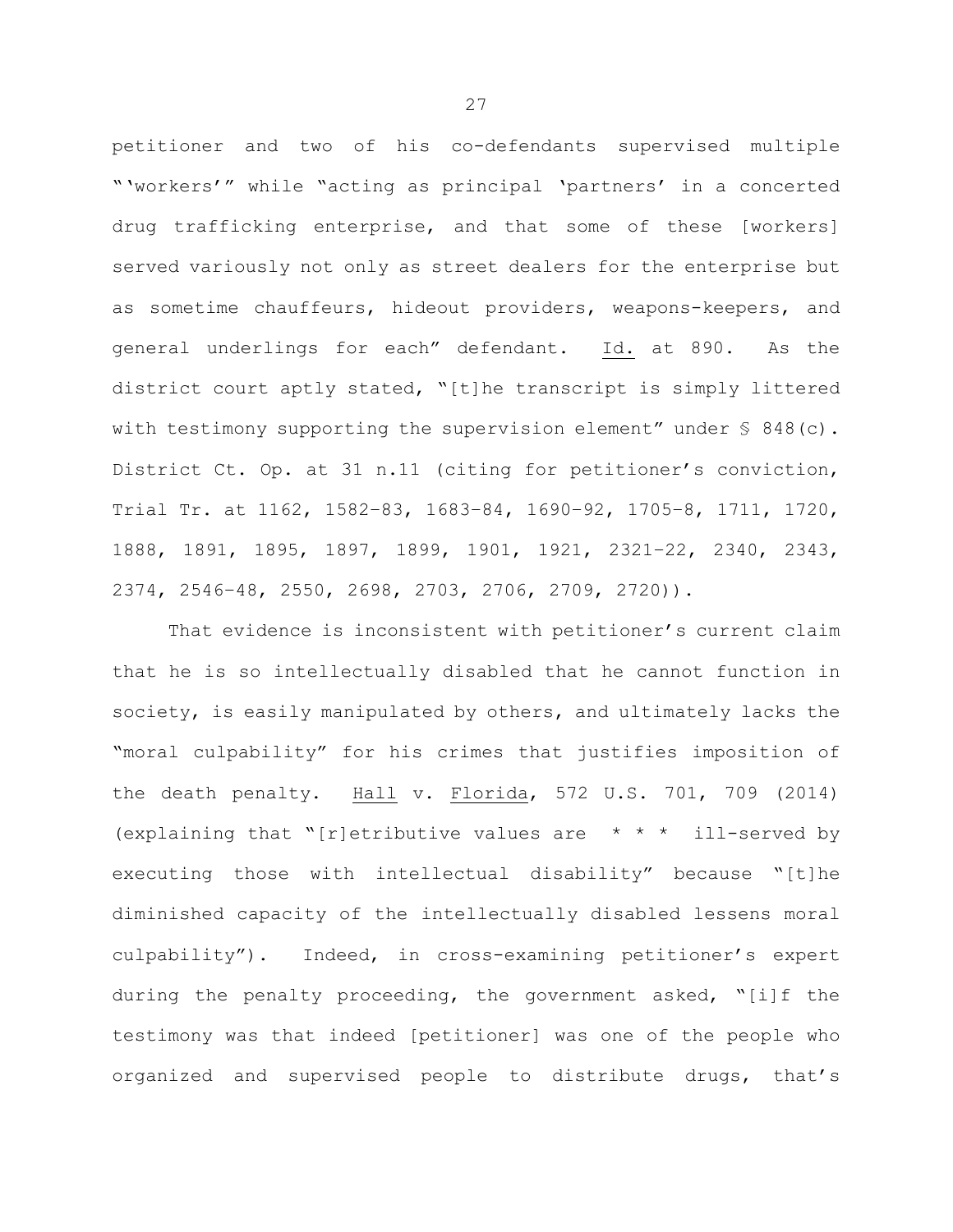petitioner and two of his co-defendants supervised multiple "'workers'" while "acting as principal 'partners' in a concerted drug trafficking enterprise, and that some of these [workers] served variously not only as street dealers for the enterprise but as sometime chauffeurs, hideout providers, weapons-keepers, and general underlings for each" defendant. Id. at 890. As the district court aptly stated, "[t]he transcript is simply littered with testimony supporting the supervision element" under § 848(c). District Ct. Op. at 31 n.11 (citing for petitioner's conviction, Trial Tr. at 1162, 1582–83, 1683–84, 1690–92, 1705–8, 1711, 1720, 1888, 1891, 1895, 1897, 1899, 1901, 1921, 2321–22, 2340, 2343, 2374, 2546–48, 2550, 2698, 2703, 2706, 2709, 2720)).

That evidence is inconsistent with petitioner's current claim that he is so intellectually disabled that he cannot function in society, is easily manipulated by others, and ultimately lacks the "moral culpability" for his crimes that justifies imposition of the death penalty. Hall v. Florida, 572 U.S. 701, 709 (2014) (explaining that "[r]etributive values are * * * ill-served by executing those with intellectual disability" because "[t]he diminished capacity of the intellectually disabled lessens moral culpability"). Indeed, in cross-examining petitioner's expert during the penalty proceeding, the government asked, "[i]f the testimony was that indeed [petitioner] was one of the people who organized and supervised people to distribute drugs, that's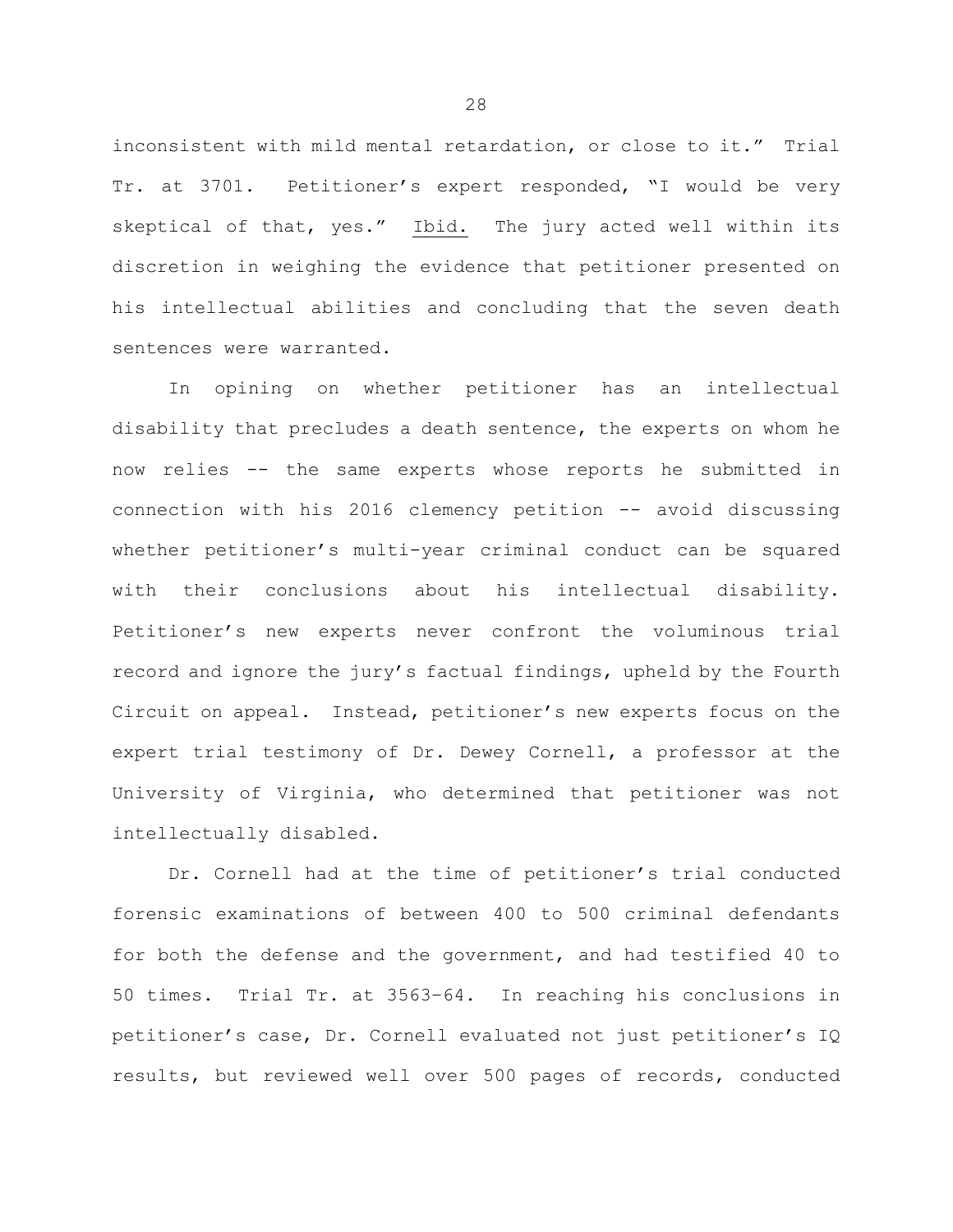inconsistent with mild mental retardation, or close to it." Trial Tr. at 3701. Petitioner's expert responded, "I would be very skeptical of that, yes." Ibid. The jury acted well within its discretion in weighing the evidence that petitioner presented on his intellectual abilities and concluding that the seven death sentences were warranted.

In opining on whether petitioner has an intellectual disability that precludes a death sentence, the experts on whom he now relies -- the same experts whose reports he submitted in connection with his 2016 clemency petition -- avoid discussing whether petitioner's multi-year criminal conduct can be squared with their conclusions about his intellectual disability. Petitioner's new experts never confront the voluminous trial record and ignore the jury's factual findings, upheld by the Fourth Circuit on appeal. Instead, petitioner's new experts focus on the expert trial testimony of Dr. Dewey Cornell, a professor at the University of Virginia, who determined that petitioner was not intellectually disabled.

Dr. Cornell had at the time of petitioner's trial conducted forensic examinations of between 400 to 500 criminal defendants for both the defense and the government, and had testified 40 to 50 times. Trial Tr. at 3563–64. In reaching his conclusions in petitioner's case, Dr. Cornell evaluated not just petitioner's IQ results, but reviewed well over 500 pages of records, conducted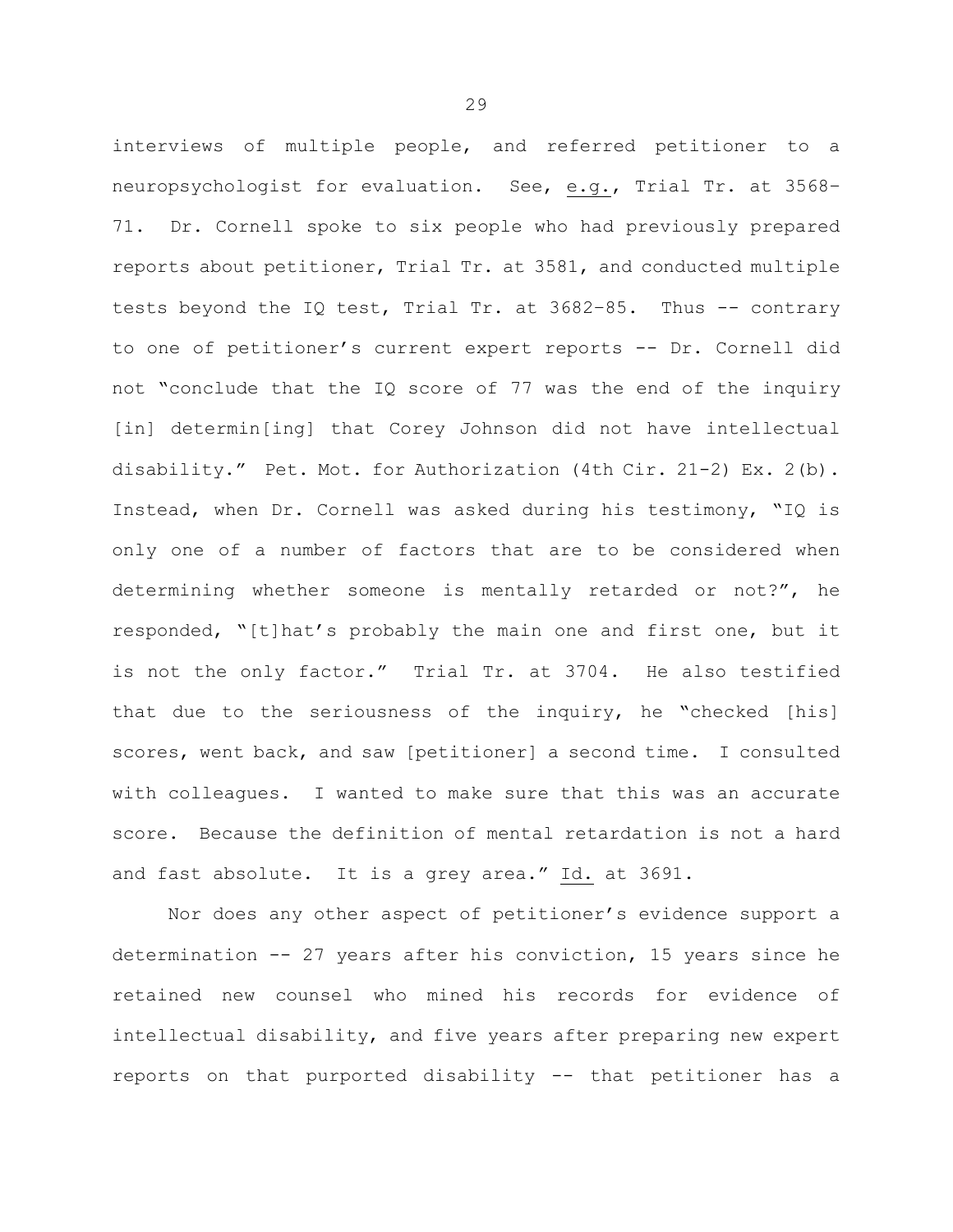interviews of multiple people, and referred petitioner to a neuropsychologist for evaluation. See, e.g., Trial Tr. at 3568–71. Dr. Cornell spoke to six people who had previously prepared reports about petitioner, Trial Tr. at 3581, and conducted multiple tests beyond the IQ test, Trial Tr. at 3682–85. Thus -- contrary to one of petitioner's current expert reports -- Dr. Cornell did not "conclude that the IQ score of 77 was the end of the inquiry [in] determin[ing] that Corey Johnson did not have intellectual disability." Pet. Mot. for Authorization (4th Cir. 21-2) Ex. 2(b). Instead, when Dr. Cornell was asked during his testimony, "IQ is only one of a number of factors that are to be considered when determining whether someone is mentally retarded or not?", he responded, "[t]hat's probably the main one and first one, but it is not the only factor." Trial Tr. at 3704. He also testified that due to the seriousness of the inquiry, he "checked [his] scores, went back, and saw [petitioner] a second time. I consulted with colleagues. I wanted to make sure that this was an accurate score. Because the definition of mental retardation is not a hard and fast absolute. It is a grey area." Id. at 3691.

Nor does any other aspect of petitioner's evidence support a determination -- 27 years after his conviction, 15 years since he retained new counsel who mined his records for evidence of intellectual disability, and five years after preparing new expert reports on that purported disability -- that petitioner has a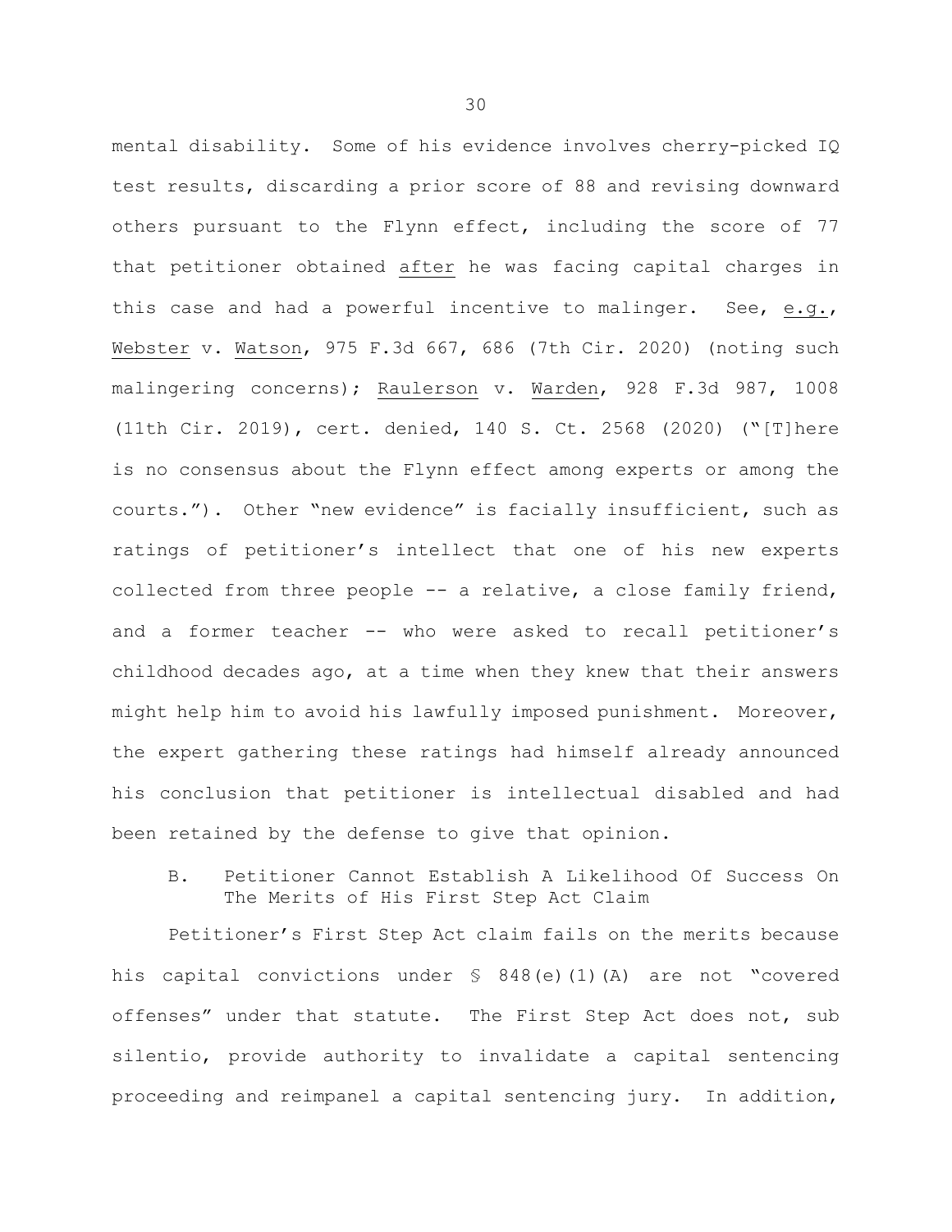mental disability. Some of his evidence involves cherry-picked IQ test results, discarding a prior score of 88 and revising downward others pursuant to the Flynn effect, including the score of 77 that petitioner obtained after he was facing capital charges in this case and had a powerful incentive to malinger. See, e.g., Webster v. Watson, 975 F.3d 667, 686 (7th Cir. 2020) (noting such malingering concerns); Raulerson v. Warden, 928 F.3d 987, 1008 (11th Cir. 2019), cert. denied, 140 S. Ct. 2568 (2020) ("[T]here is no consensus about the Flynn effect among experts or among the courts."). Other "new evidence" is facially insufficient, such as ratings of petitioner's intellect that one of his new experts collected from three people -- a relative, a close family friend, and a former teacher -- who were asked to recall petitioner's childhood decades ago, at a time when they knew that their answers might help him to avoid his lawfully imposed punishment. Moreover, the expert gathering these ratings had himself already announced his conclusion that petitioner is intellectual disabled and had been retained by the defense to give that opinion.

### B. Petitioner Cannot Establish A Likelihood Of Success On The Merits of His First Step Act Claim

Petitioner's First Step Act claim fails on the merits because his capital convictions under § 848(e)(1)(A) are not "covered offenses" under that statute. The First Step Act does not, sub silentio, provide authority to invalidate a capital sentencing proceeding and reimpanel a capital sentencing jury. In addition,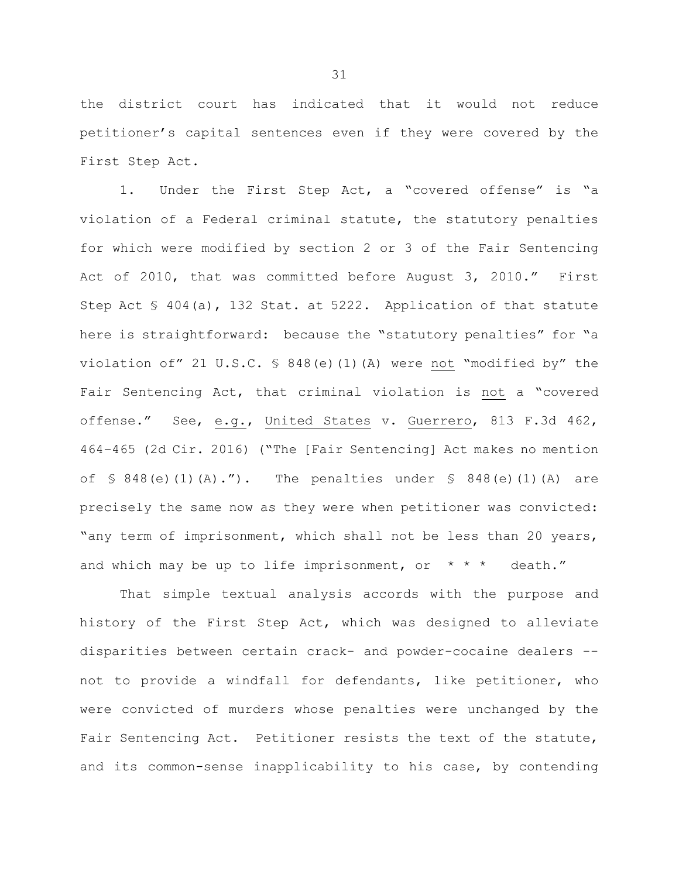the district court has indicated that it would not reduce petitioner's capital sentences even if they were covered by the First Step Act.

1. Under the First Step Act, a "covered offense" is "a violation of a Federal criminal statute, the statutory penalties for which were modified by section 2 or 3 of the Fair Sentencing Act of 2010, that was committed before August 3, 2010." First Step Act § 404(a), 132 Stat. at 5222. Application of that statute here is straightforward: because the "statutory penalties" for "a violation of" 21 U.S.C. § 848(e)(1)(A) were not "modified by" the Fair Sentencing Act, that criminal violation is not a "covered offense." See, e.g., United States v. Guerrero, 813 F.3d 462, 464-465 (2d Cir. 2016) ("The [Fair Sentencing] Act makes no mention of § 848(e)(1)(A)."). The penalties under § 848(e)(1)(A) are precisely the same now as they were when petitioner was convicted: "any term of imprisonment, which shall not be less than 20 years, and which may be up to life imprisonment, or * * * death."

That simple textual analysis accords with the purpose and history of the First Step Act, which was designed to alleviate disparities between certain crack- and powder-cocaine dealers -- not to provide a windfall for defendants, like petitioner, who were convicted of murders whose penalties were unchanged by the Fair Sentencing Act. Petitioner resists the text of the statute, and its common-sense inapplicability to his case, by contending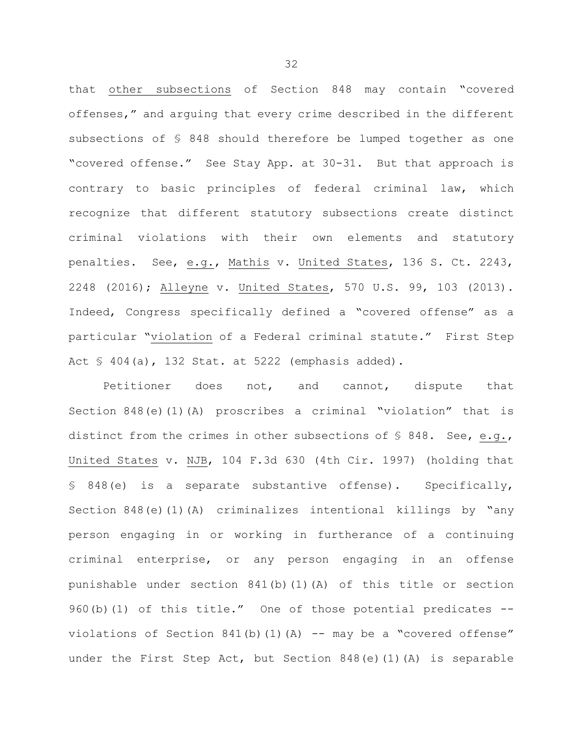that other subsections of Section 848 may contain "covered offenses," and arguing that every crime described in the different subsections of § 848 should therefore be lumped together as one "covered offense." See Stay App. at 30-31. But that approach is contrary to basic principles of federal criminal law, which recognize that different statutory subsections create distinct criminal violations with their own elements and statutory penalties. See, e.g., Mathis v. United States, 136 S. Ct. 2243, 2248 (2016); Alleyne v. United States, 570 U.S. 99, 103 (2013). Indeed, Congress specifically defined a "covered offense" as a particular "violation of a Federal criminal statute." First Step Act § 404(a), 132 Stat. at 5222 (emphasis added).

Petitioner does not, and cannot, dispute that Section 848(e)(1)(A) proscribes a criminal "violation" that is distinct from the crimes in other subsections of § 848. See, e.g., United States v. NJB, 104 F.3d 630 (4th Cir. 1997) (holding that § 848(e) is a separate substantive offense). Specifically, Section 848(e)(1)(A) criminalizes intentional killings by "any person engaging in or working in furtherance of a continuing criminal enterprise, or any person engaging in an offense punishable under section 841(b)(1)(A) of this title or section 960(b)(1) of this title." One of those potential predicates -- violations of Section 841(b)(1)(A) -- may be a "covered offense" under the First Step Act, but Section 848(e)(1)(A) is separable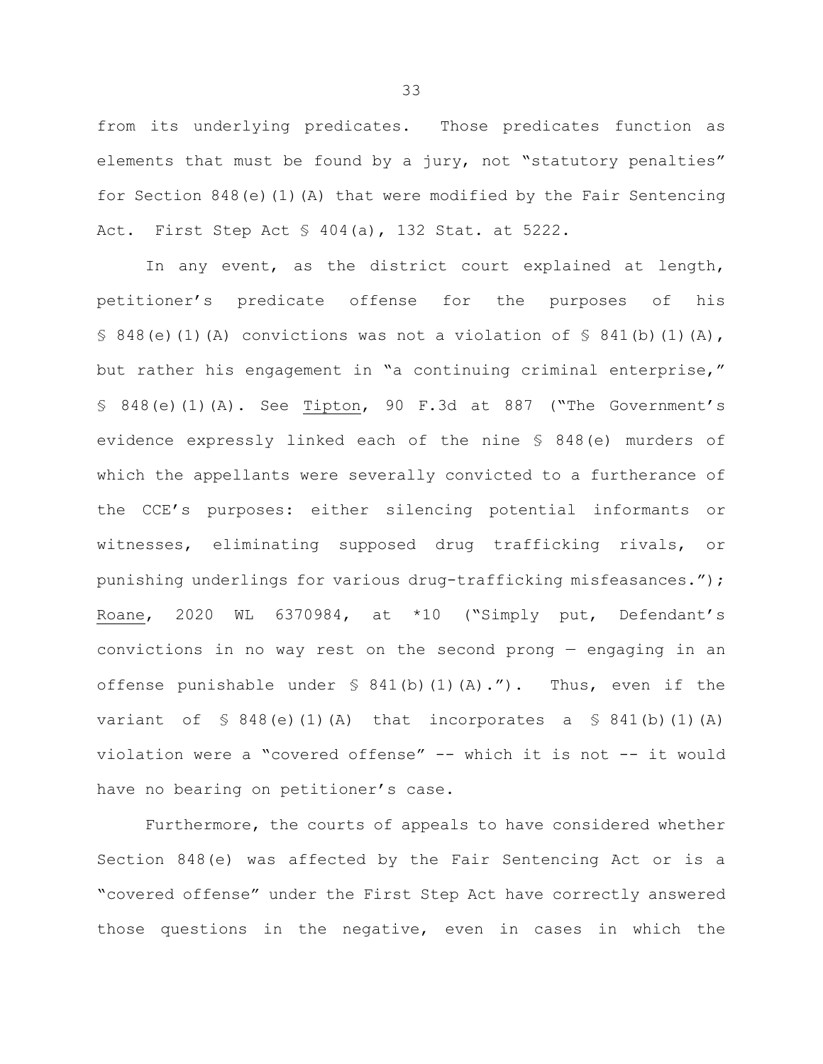from its underlying predicates. Those predicates function as elements that must be found by a jury, not "statutory penalties" for Section 848(e)(1)(A) that were modified by the Fair Sentencing Act. First Step Act § 404(a), 132 Stat. at 5222.

In any event, as the district court explained at length, petitioner's predicate offense for the purposes of his § 848(e)(1)(A) convictions was not a violation of § 841(b)(1)(A), but rather his engagement in "a continuing criminal enterprise," § 848(e)(1)(A). See Tipton, 90 F.3d at 887 ("The Government's evidence expressly linked each of the nine § 848(e) murders of which the appellants were severally convicted to a furtherance of the CCE's purposes: either silencing potential informants or witnesses, eliminating supposed drug trafficking rivals, or punishing underlings for various drug-trafficking misfeasances."); Roane, 2020 WL 6370984, at *10 ("Simply put, Defendant's convictions in no way rest on the second prong — engaging in an offense punishable under § 841(b)(1)(A)."). Thus, even if the variant of § 848(e)(1)(A) that incorporates a § 841(b)(1)(A) violation were a "covered offense" -- which it is not -- it would have no bearing on petitioner's case.

Furthermore, the courts of appeals to have considered whether Section 848(e) was affected by the Fair Sentencing Act or is a "covered offense" under the First Step Act have correctly answered those questions in the negative, even in cases in which the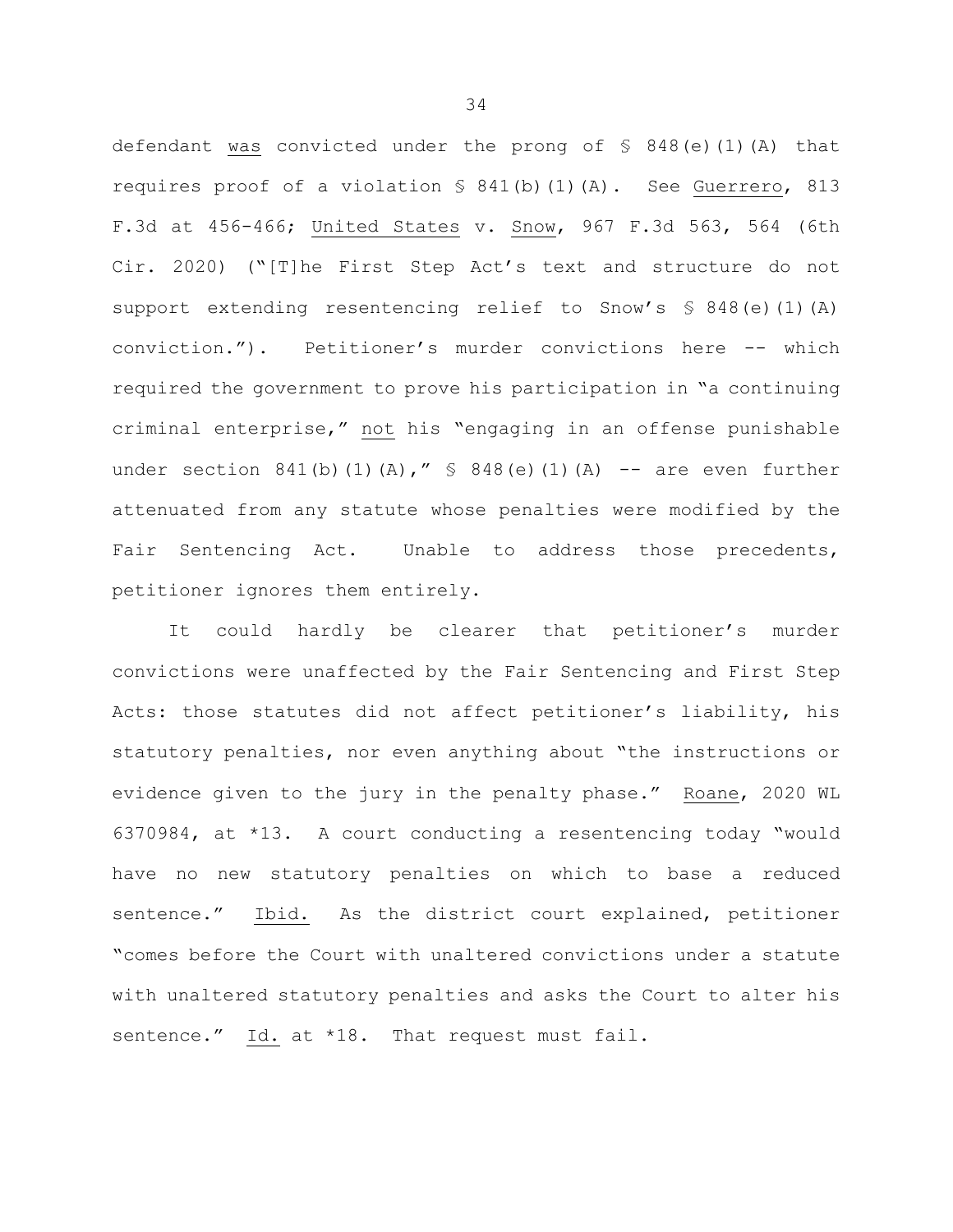defendant _was_ convicted under the prong of § 848(e)(1)(A) that requires proof of a violation § 841(b)(1)(A). See _Guerrero_, 813 F.3d at 456-466; _United States_ v. _Snow_, 967 F.3d 563, 564 (6th Cir. 2020) ("[T]he First Step Act's text and structure do not support extending resentencing relief to Snow's § 848(e)(1)(A) conviction."). Petitioner's murder convictions here -- which required the government to prove his participation in "a continuing criminal enterprise," _not_ his "engaging in an offense punishable under section 841(b)(1)(A)," § 848(e)(1)(A) -- are even further attenuated from any statute whose penalties were modified by the Fair Sentencing Act. Unable to address those precedents, petitioner ignores them entirely.

It could hardly be clearer that petitioner's murder convictions were unaffected by the Fair Sentencing and First Step Acts: those statutes did not affect petitioner's liability, his statutory penalties, nor even anything about "the instructions or evidence given to the jury in the penalty phase." _Roane_, 2020 WL 6370984, at *13. A court conducting a resentencing today "would have no new statutory penalties on which to base a reduced sentence." _Ibid._ As the district court explained, petitioner "comes before the Court with unaltered convictions under a statute with unaltered statutory penalties and asks the Court to alter his sentence." _Id._ at *18. That request must fail.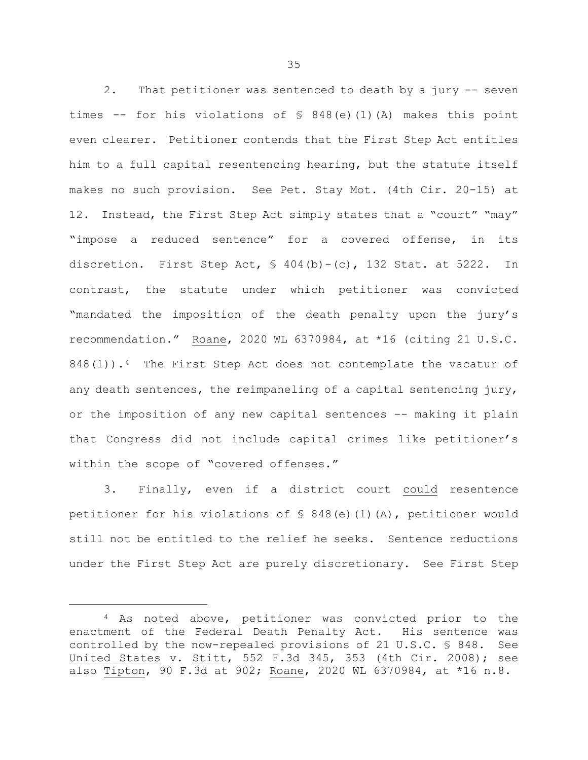2. That petitioner was sentenced to death by a jury -- seven times -- for his violations of § 848(e)(1)(A) makes this point even clearer. Petitioner contends that the First Step Act entitles him to a full capital resentencing hearing, but the statute itself makes no such provision. See Pet. Stay Mot. (4th Cir. 20-15) at 12. Instead, the First Step Act simply states that a "court" "may" "impose a reduced sentence" for a covered offense, in its discretion. First Step Act, § 404(b)-(c), 132 Stat. at 5222. In contrast, the statute under which petitioner was convicted "mandated the imposition of the death penalty upon the jury's recommendation." Roane, 2020 WL 6370984, at *16 (citing 21 U.S.C. 848(1)).[4] The First Step Act does not contemplate the vacatur of any death sentences, the reimpaneling of a capital sentencing jury, or the imposition of any new capital sentences -- making it plain that Congress did not include capital crimes like petitioner's within the scope of "covered offenses."

3. Finally, even if a district court could resentence petitioner for his violations of § 848(e)(1)(A), petitioner would still not be entitled to the relief he seeks. Sentence reductions under the First Step Act are purely discretionary. See First Step

[4] As noted above, petitioner was convicted prior to the enactment of the Federal Death Penalty Act. His sentence was controlled by the now-repealed provisions of 21 U.S.C. § 848. See United States v. Stitt, 552 F.3d 345, 353 (4th Cir. 2008); see also Tipton, 90 F.3d at 902; Roane, 2020 WL 6370984, at *16 n.8.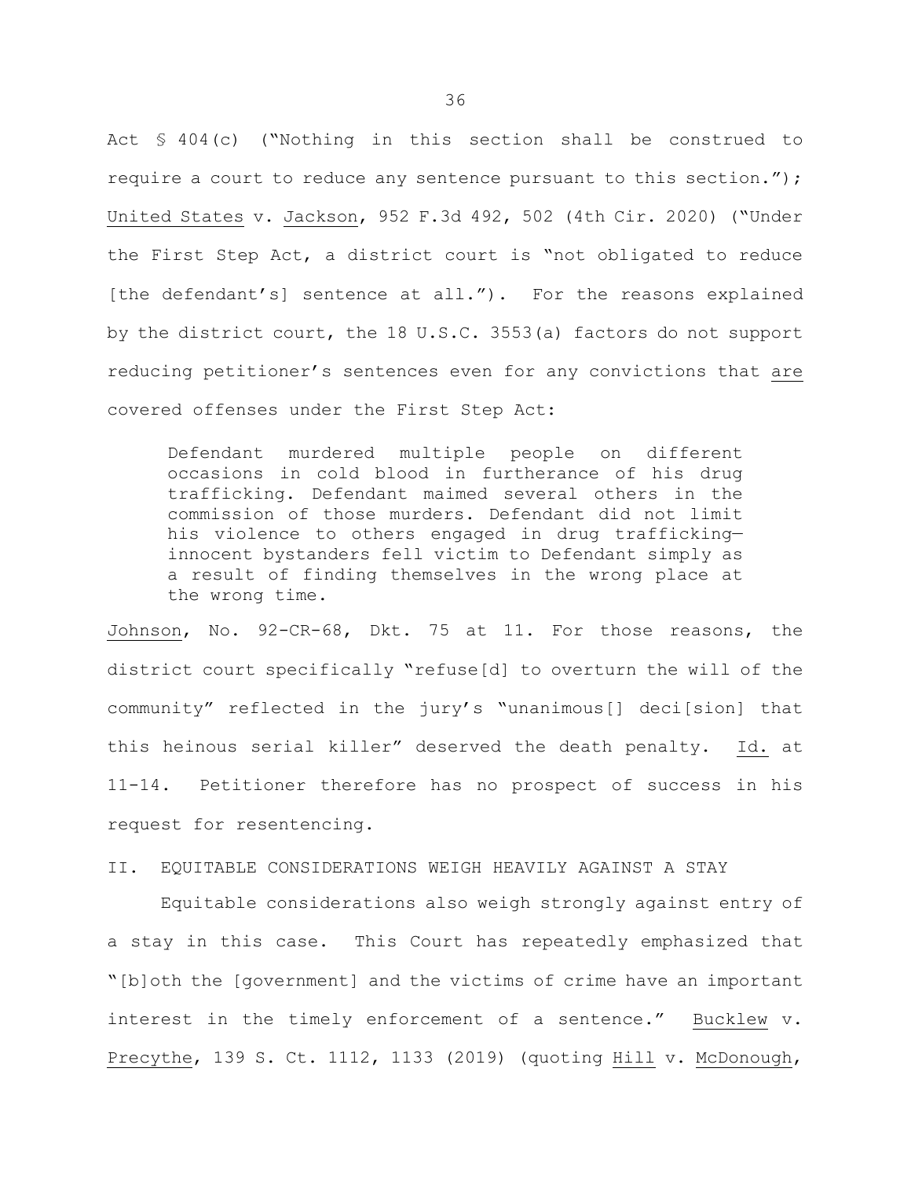Act § 404(c) ("Nothing in this section shall be construed to require a court to reduce any sentence pursuant to this section."); United States v. Jackson, 952 F.3d 492, 502 (4th Cir. 2020) ("Under the First Step Act, a district court is "not obligated to reduce [the defendant's] sentence at all."). For the reasons explained by the district court, the 18 U.S.C. 3553(a) factors do not support reducing petitioner's sentences even for any convictions that are covered offenses under the First Step Act:

> Defendant murdered multiple people on different occasions in cold blood in furtherance of his drug trafficking. Defendant maimed several others in the commission of those murders. Defendant did not limit his violence to others engaged in drug trafficking—innocent bystanders fell victim to Defendant simply as a result of finding themselves in the wrong place at the wrong time.

Johnson, No. 92-CR-68, Dkt. 75 at 11. For those reasons, the district court specifically "refuse[d] to overturn the will of the community" reflected in the jury's "unanimous[] deci[sion] that this heinous serial killer" deserved the death penalty. Id. at 11-14. Petitioner therefore has no prospect of success in his request for resentencing.

## II. EQUITABLE CONSIDERATIONS WEIGH HEAVILY AGAINST A STAY

Equitable considerations also weigh strongly against entry of a stay in this case. This Court has repeatedly emphasized that "[b]oth the [government] and the victims of crime have an important interest in the timely enforcement of a sentence." Bucklew v. Precythe, 139 S. Ct. 1112, 1133 (2019) (quoting Hill v. McDonough,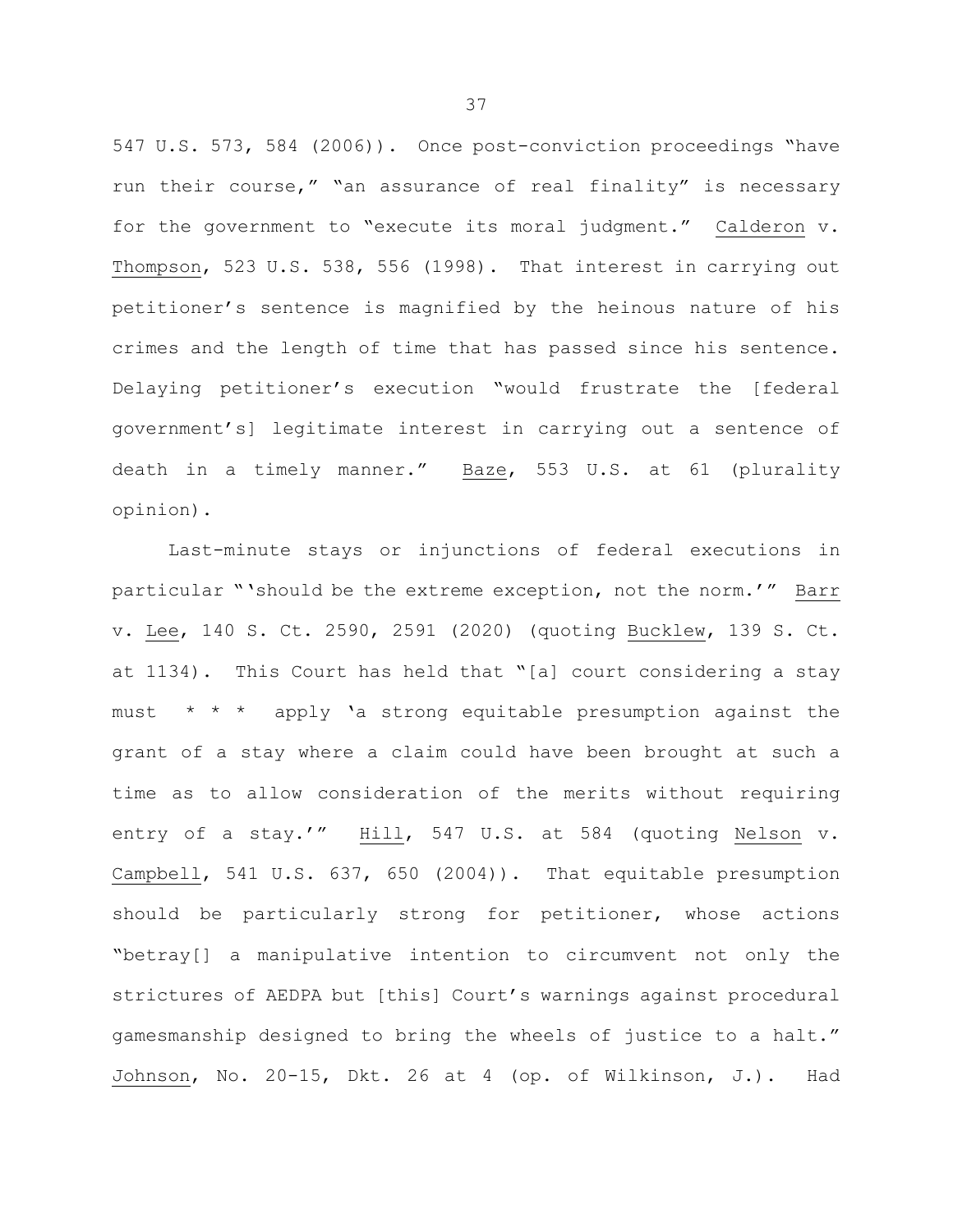547 U.S. 573, 584 (2006)). Once post-conviction proceedings "have run their course," "an assurance of real finality" is necessary for the government to "execute its moral judgment." Calderon v. Thompson, 523 U.S. 538, 556 (1998). That interest in carrying out petitioner's sentence is magnified by the heinous nature of his crimes and the length of time that has passed since his sentence. Delaying petitioner's execution "would frustrate the [federal government's] legitimate interest in carrying out a sentence of death in a timely manner." Baze, 553 U.S. at 61 (plurality opinion).

Last-minute stays or injunctions of federal executions in particular "'should be the extreme exception, not the norm.'" Barr v. Lee, 140 S. Ct. 2590, 2591 (2020) (quoting Bucklew, 139 S. Ct. at 1134). This Court has held that "[a] court considering a stay must * * * apply 'a strong equitable presumption against the grant of a stay where a claim could have been brought at such a time as to allow consideration of the merits without requiring entry of a stay.'" Hill, 547 U.S. at 584 (quoting Nelson v. Campbell, 541 U.S. 637, 650 (2004)). That equitable presumption should be particularly strong for petitioner, whose actions "betray[] a manipulative intention to circumvent not only the strictures of AEDPA but [this] Court's warnings against procedural gamesmanship designed to bring the wheels of justice to a halt." Johnson, No. 20-15, Dkt. 26 at 4 (op. of Wilkinson, J.). Had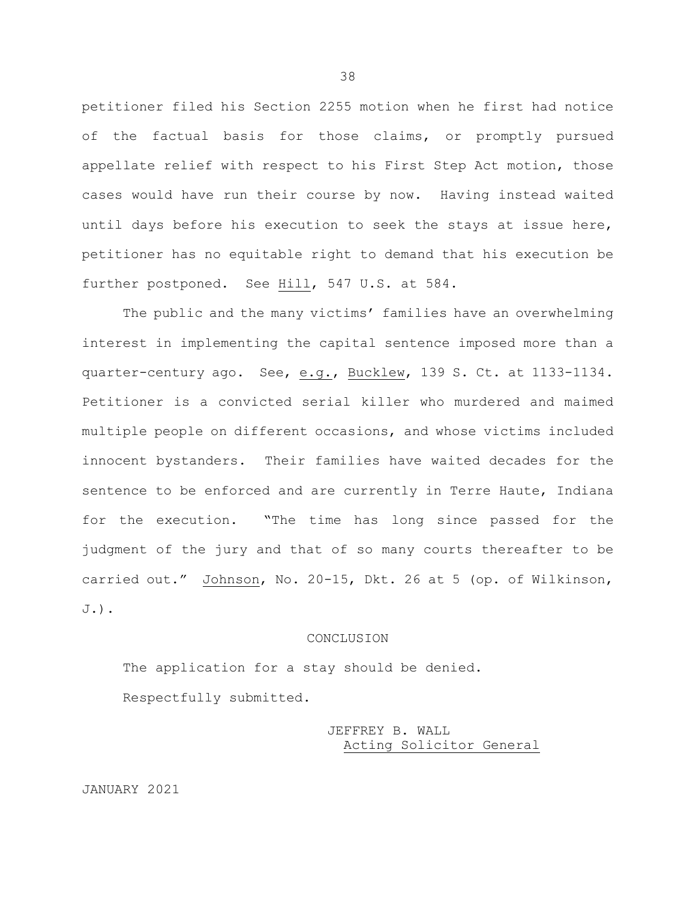petitioner filed his Section 2255 motion when he first had notice of the factual basis for those claims, or promptly pursued appellate relief with respect to his First Step Act motion, those cases would have run their course by now. Having instead waited until days before his execution to seek the stays at issue here, petitioner has no equitable right to demand that his execution be further postponed. See Hill, 547 U.S. at 584.

The public and the many victims' families have an overwhelming interest in implementing the capital sentence imposed more than a quarter-century ago. See, *e.g.*, Bucklew, 139 S. Ct. at 1133-1134. Petitioner is a convicted serial killer who murdered and maimed multiple people on different occasions, and whose victims included innocent bystanders. Their families have waited decades for the sentence to be enforced and are currently in Terre Haute, Indiana for the execution. "The time has long since passed for the judgment of the jury and that of so many courts thereafter to be carried out." Johnson, No. 20-15, Dkt. 26 at 5 (op. of Wilkinson, J.).

## CONCLUSION

The application for a stay should be denied.

Respectfully submitted.

JEFFREY B. WALL
Acting Solicitor General

JANUARY 2021